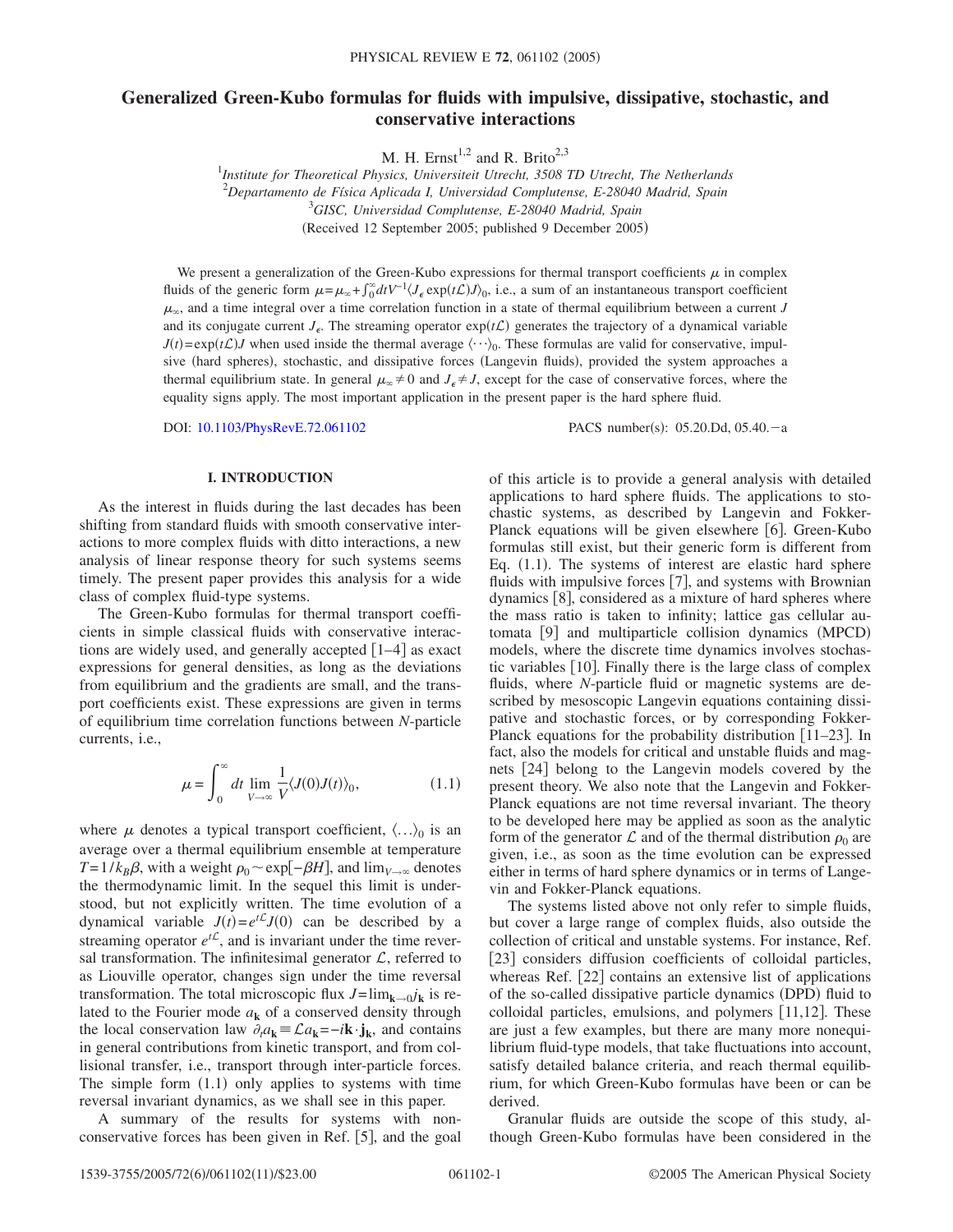# Generalized Green-Kubo formulas for fluids with impulsive, dissipative, stochastic, and conservative interactions

M. H. Ernst[1,2] and R. Brito[2,3]

[1]*Institute for Theoretical Physics, Universiteit Utrecht, 3508 TD Utrecht, The Netherlands*
[2]*Departamento de Física Aplicada I, Universidad Complutense, E-28040 Madrid, Spain*
[3]*GISC, Universidad Complutense, E-28040 Madrid, Spain*
(Received 12 September 2005; published 9 December 2005)

We present a generalization of the Green-Kubo expressions for thermal transport coefficients $\mu$ in complex fluids of the generic form $\mu=\mu_\infty+\int_0^\infty dt V^{-1}\langle J_\epsilon \exp(t\mathcal{L})J\rangle_0$, i.e., a sum of an instantaneous transport coefficient $\mu_\infty$, and a time integral over a time correlation function in a state of thermal equilibrium between a current $J$ and its conjugate current $J_\epsilon$. The streaming operator $\exp(t\mathcal{L})$ generates the trajectory of a dynamical variable $J(t)=\exp(t\mathcal{L})J$ when used inside the thermal average $\langle\cdots\rangle_0$. These formulas are valid for conservative, impulsive (hard spheres), stochastic, and dissipative forces (Langevin fluids), provided the system approaches a thermal equilibrium state. In general $\mu_\infty \neq 0$ and $J_\epsilon \neq J$, except for the case of conservative forces, where the equality signs apply. The most important application in the present paper is the hard sphere fluid.

DOI: 10.1103/PhysRevE.72.061102 PACS number(s): 05.20.Dd, 05.40.−a

## I. INTRODUCTION

As the interest in fluids during the last decades has been shifting from standard fluids with smooth conservative interactions to more complex fluids with ditto interactions, a new analysis of linear response theory for such systems seems timely. The present paper provides this analysis for a wide class of complex fluid-type systems.

The Green-Kubo formulas for thermal transport coefficients in simple classical fluids with conservative interactions are widely used, and generally accepted [1–4] as exact expressions for general densities, as long as the deviations from equilibrium and the gradients are small, and the transport coefficients exist. These expressions are given in terms of equilibrium time correlation functions between $N$-particle currents, i.e.,

$$\mu=\int_0^\infty dt \lim_{V\to\infty}\frac{1}{V}\langle J(0)J(t)\rangle_0, \tag{1.1}$$

where $\mu$ denotes a typical transport coefficient, $\langle\ldots\rangle_0$ is an average over a thermal equilibrium ensemble at temperature $T=1/k_B\beta$, with a weight $\rho_0\sim\exp[-\beta H]$, and $\lim_{V\to\infty}$ denotes the thermodynamic limit. In the sequel this limit is understood, but not explicitly written. The time evolution of a dynamical variable $J(t)=e^{t\mathcal{L}}J(0)$ can be described by a streaming operator $e^{t\mathcal{L}}$, and is invariant under the time reversal transformation. The infinitesimal generator $\mathcal{L}$, referred to as Liouville operator, changes sign under the time reversal transformation. The total microscopic flux $J=\lim_{\mathbf{k}\to 0}j_{\mathbf{k}}$ is related to the Fourier mode $a_{\mathbf{k}}$ of a conserved density through the local conservation law $\partial_t a_{\mathbf{k}}\equiv\mathcal{L}a_{\mathbf{k}}=-i\mathbf{k}\cdot\mathbf{j}_{\mathbf{k}}$, and contains in general contributions from kinetic transport, and from collisional transfer, i.e., transport through inter-particle forces. The simple form (1.1) only applies to systems with time reversal invariant dynamics, as we shall see in this paper.

A summary of the results for systems with nonconservative forces has been given in Ref. [5], and the goal of this article is to provide a general analysis with detailed applications to hard sphere fluids. The applications to stochastic systems, as described by Langevin and Fokker-Planck equations will be given elsewhere [6]. Green-Kubo formulas still exist, but their generic form is different from Eq. (1.1). The systems of interest are elastic hard sphere fluids with impulsive forces [7], and systems with Brownian dynamics [8], considered as a mixture of hard spheres where the mass ratio is taken to infinity; lattice gas cellular automata [9] and multiparticle collision dynamics (MPCD) models, where the discrete time dynamics involves stochastic variables [10]. Finally there is the large class of complex fluids, where $N$-particle fluid or magnetic systems are described by mesoscopic Langevin equations containing dissipative and stochastic forces, or by corresponding Fokker-Planck equations for the probability distribution [11–23]. In fact, also the models for critical and unstable fluids and magnets [24] belong to the Langevin models covered by the present theory. We also note that the Langevin and Fokker-Planck equations are not time reversal invariant. The theory to be developed here may be applied as soon as the analytic form of the generator $\mathcal{L}$ and of the thermal distribution $\rho_0$ are given, i.e., as soon as the time evolution can be expressed either in terms of hard sphere dynamics or in terms of Langevin and Fokker-Planck equations.

The systems listed above not only refer to simple fluids, but cover a large range of complex fluids, also outside the collection of critical and unstable systems. For instance, Ref. [23] considers diffusion coefficients of colloidal particles, whereas Ref. [22] contains an extensive list of applications of the so-called dissipative particle dynamics (DPD) fluid to colloidal particles, emulsions, and polymers [11,12]. These are just a few examples, but there are many more nonequilibrium fluid-type models, that take fluctuations into account, satisfy detailed balance criteria, and reach thermal equilibrium, for which Green-Kubo formulas have been or can be derived.

Granular fluids are outside the scope of this study, although Green-Kubo formulas have been considered in the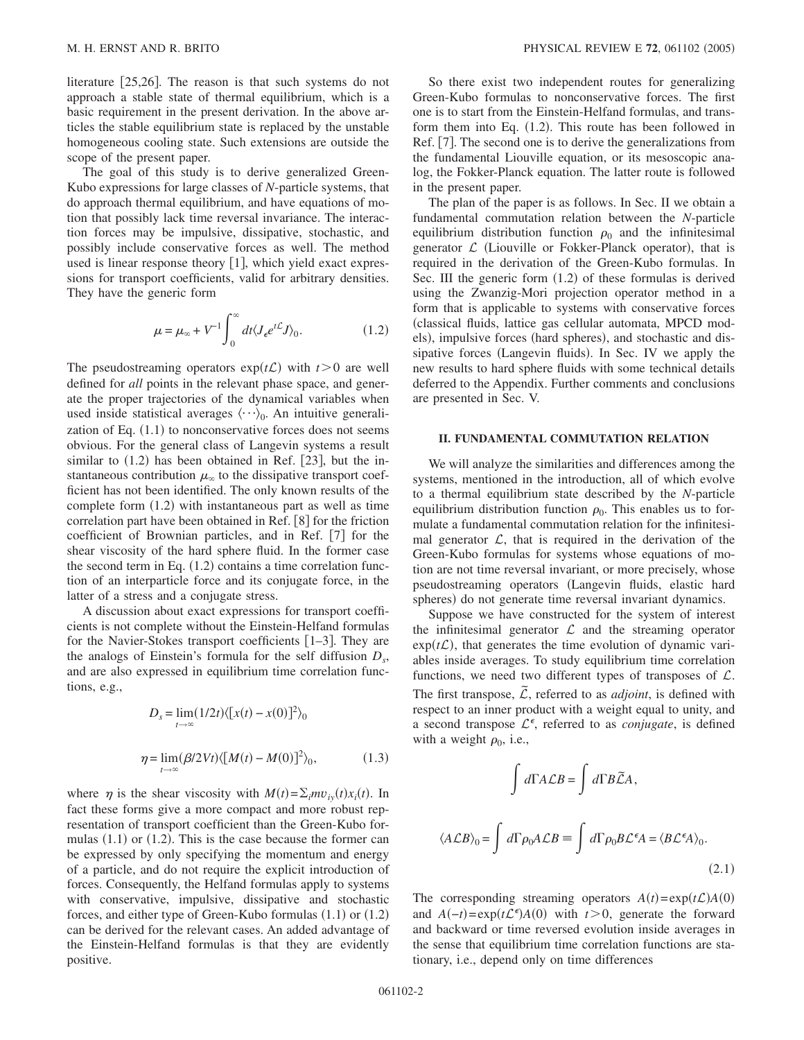literature [25,26]. The reason is that such systems do not approach a stable state of thermal equilibrium, which is a basic requirement in the present derivation. In the above articles the stable equilibrium state is replaced by the unstable homogeneous cooling state. Such extensions are outside the scope of the present paper.

The goal of this study is to derive generalized Green-Kubo expressions for large classes of $N$-particle systems, that do approach thermal equilibrium, and have equations of motion that possibly lack time reversal invariance. The interaction forces may be impulsive, dissipative, stochastic, and possibly include conservative forces as well. The method used is linear response theory [1], which yield exact expressions for transport coefficients, valid for arbitrary densities. They have the generic form

$$\mu = \mu_\infty + V^{-1}\int_0^\infty dt \langle J_\epsilon e^{t\mathcal{L}} J\rangle_0. \tag{1.2}$$

The pseudostreaming operators $\exp(t\mathcal{L})$ with $t>0$ are well defined for *all* points in the relevant phase space, and generate the proper trajectories of the dynamical variables when used inside statistical averages $\langle\cdots\rangle_0$. An intuitive generalization of Eq. (1.1) to nonconservative forces does not seems obvious. For the general class of Langevin systems a result similar to (1.2) has been obtained in Ref. [23], but the instantaneous contribution $\mu_\infty$ to the dissipative transport coefficient has not been identified. The only known results of the complete form (1.2) with instantaneous part as well as time correlation part have been obtained in Ref. [8] for the friction coefficient of Brownian particles, and in Ref. [7] for the shear viscosity of the hard sphere fluid. In the former case the second term in Eq. (1.2) contains a time correlation function of an interparticle force and its conjugate force, in the latter of a stress and a conjugate stress.

A discussion about exact expressions for transport coefficients is not complete without the Einstein-Helfand formulas for the Navier-Stokes transport coefficients [1–3]. They are the analogs of Einstein's formula for the self diffusion $D_s$, and are also expressed in equilibrium time correlation functions, e.g.,

$$D_s = \lim_{t\to\infty}(1/2t)\langle[x(t)-x(0)]^2\rangle_0$$

$$\eta = \lim_{t\to\infty}(\beta/2Vt)\langle[M(t)-M(0)]^2\rangle_0, \tag{1.3}$$

where $\eta$ is the shear viscosity with $M(t)=\Sigma_i m v_{iy}(t)x_i(t)$. In fact these forms give a more compact and more robust representation of transport coefficient than the Green-Kubo formulas (1.1) or (1.2). This is the case because the former can be expressed by only specifying the momentum and energy of a particle, and do not require the explicit introduction of forces. Consequently, the Helfand formulas apply to systems with conservative, impulsive, dissipative and stochastic forces, and either type of Green-Kubo formulas (1.1) or (1.2) can be derived for the relevant cases. An added advantage of the Einstein-Helfand formulas is that they are evidently positive.

So there exist two independent routes for generalizing Green-Kubo formulas to nonconservative forces. The first one is to start from the Einstein-Helfand formulas, and transform them into Eq. (1.2). This route has been followed in Ref. [7]. The second one is to derive the generalizations from the fundamental Liouville equation, or its mesoscopic analog, the Fokker-Planck equation. The latter route is followed in the present paper.

The plan of the paper is as follows. In Sec. II we obtain a fundamental commutation relation between the $N$-particle equilibrium distribution function $\rho_0$ and the infinitesimal generator $\mathcal{L}$ (Liouville or Fokker-Planck operator), that is required in the derivation of the Green-Kubo formulas. In Sec. III the generic form (1.2) of these formulas is derived using the Zwanzig-Mori projection operator method in a form that is applicable to systems with conservative forces (classical fluids, lattice gas cellular automata, MPCD models), impulsive forces (hard spheres), and stochastic and dissipative forces (Langevin fluids). In Sec. IV we apply the new results to hard sphere fluids with some technical details deferred to the Appendix. Further comments and conclusions are presented in Sec. V.

## II. FUNDAMENTAL COMMUTATION RELATION

We will analyze the similarities and differences among the systems, mentioned in the introduction, all of which evolve to a thermal equilibrium state described by the $N$-particle equilibrium distribution function $\rho_0$. This enables us to formulate a fundamental commutation relation for the infinitesimal generator $\mathcal{L}$, that is required in the derivation of the Green-Kubo formulas for systems whose equations of motion are not time reversal invariant, or more precisely, whose pseudostreaming operators (Langevin fluids, elastic hard spheres) do not generate time reversal invariant dynamics.

Suppose we have constructed for the system of interest the infinitesimal generator $\mathcal{L}$ and the streaming operator $\exp(t\mathcal{L})$, that generates the time evolution of dynamic variables inside averages. To study equilibrium time correlation functions, we need two different types of transposes of $\mathcal{L}$. The first transpose, $\tilde{\mathcal{L}}$, referred to as *adjoint*, is defined with respect to an inner product with a weight equal to unity, and a second transpose $\mathcal{L}^\epsilon$, referred to as *conjugate*, is defined with a weight $\rho_0$, i.e.,

$$\int d\Gamma A\mathcal{L}B = \int d\Gamma B\tilde{\mathcal{L}}A,$$

$$\langle A\mathcal{L}B\rangle_0 = \int d\Gamma \rho_0 A\mathcal{L}B \equiv \int d\Gamma \rho_0 B\mathcal{L}^\epsilon A = \langle B\mathcal{L}^\epsilon A\rangle_0. \tag{2.1}$$

The corresponding streaming operators $A(t)=\exp(t\mathcal{L})A(0)$ and $A(-t)=\exp(t\mathcal{L}^\epsilon)A(0)$ with $t>0$, generate the forward and backward or time reversed evolution inside averages in the sense that equilibrium time correlation functions are stationary, i.e., depend only on time differences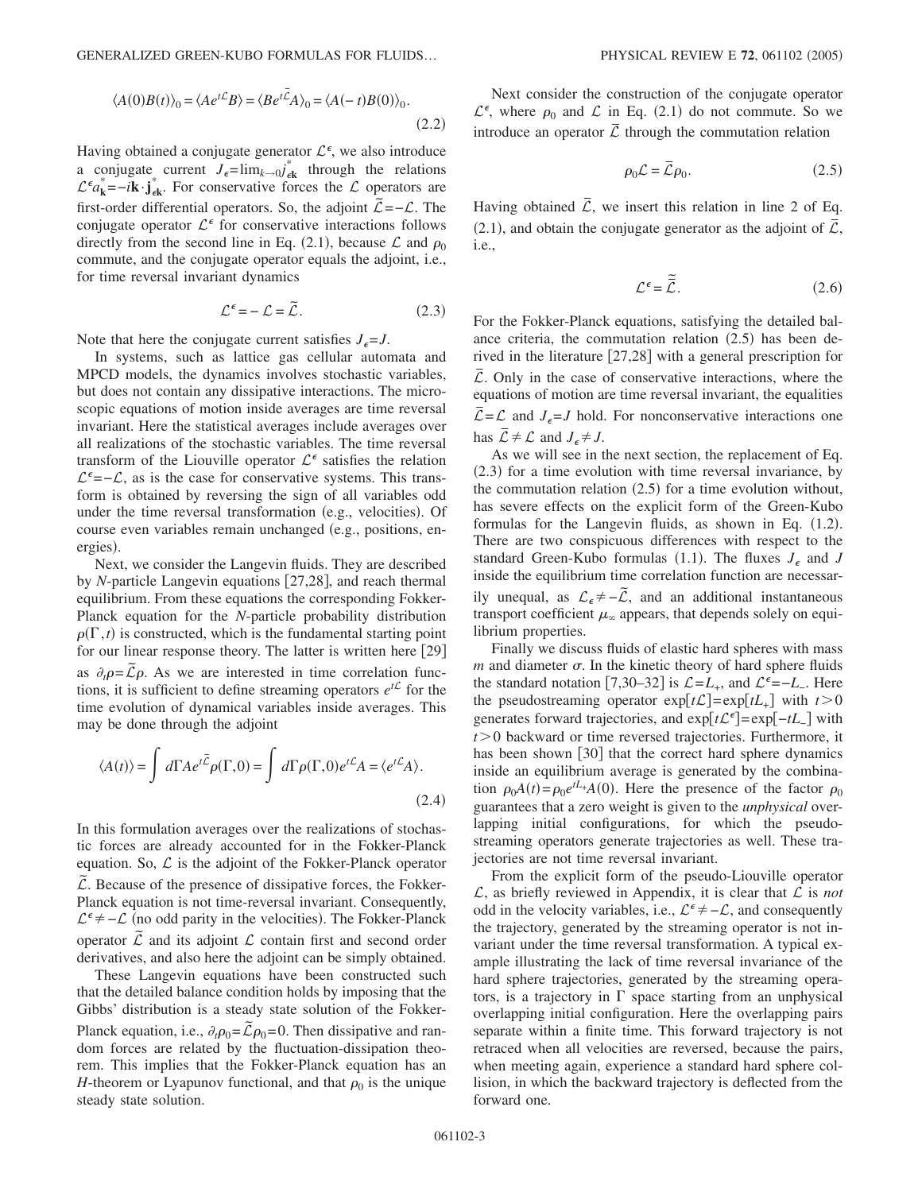$$\langle A(0)B(t)\rangle_0 = \langle A e^{t\mathcal{L}} B\rangle = \langle B e^{t\tilde{\mathcal{L}}} A\rangle_0 = \langle A(-t)B(0)\rangle_0. \tag{2.2}$$

Having obtained a conjugate generator $\mathcal{L}^\epsilon$, we also introduce a conjugate current $J_\epsilon = \lim_{k\to 0} j^*_{\epsilon \mathbf{k}}$ through the relations $\mathcal{L}^\epsilon a^*_{\mathbf{k}} = -i\mathbf{k}\cdot \mathbf{j}^*_{\epsilon\mathbf{k}}$. For conservative forces the $\mathcal{L}$ operators are first-order differential operators. So, the adjoint $\tilde{\mathcal{L}} = -\mathcal{L}$. The conjugate operator $\mathcal{L}^\epsilon$ for conservative interactions follows directly from the second line in Eq. (2.1), because $\mathcal{L}$ and $\rho_0$ commute, and the conjugate operator equals the adjoint, i.e., for time reversal invariant dynamics

$$\mathcal{L}^\epsilon = -\mathcal{L} = \tilde{\mathcal{L}}. \tag{2.3}$$

Note that here the conjugate current satisfies $J_\epsilon = J$.

In systems, such as lattice gas cellular automata and MPCD models, the dynamics involves stochastic variables, but does not contain any dissipative interactions. The microscopic equations of motion inside averages are time reversal invariant. Here the statistical averages include averages over all realizations of the stochastic variables. The time reversal transform of the Liouville operator $\mathcal{L}^\epsilon$ satisfies the relation $\mathcal{L}^\epsilon = -\mathcal{L}$, as is the case for conservative systems. This transform is obtained by reversing the sign of all variables odd under the time reversal transformation (e.g., velocities). Of course even variables remain unchanged (e.g., positions, energies).

Next, we consider the Langevin fluids. They are described by $N$-particle Langevin equations [27,28], and reach thermal equilibrium. From these equations the corresponding Fokker-Planck equation for the $N$-particle probability distribution $\rho(\Gamma, t)$ is constructed, which is the fundamental starting point for our linear response theory. The latter is written here [29] as $\partial_t \rho = \tilde{\mathcal{L}}\rho$. As we are interested in time correlation functions, it is sufficient to define streaming operators $e^{t\mathcal{L}}$ for the time evolution of dynamical variables inside averages. This may be done through the adjoint

$$\langle A(t)\rangle = \int d\Gamma A e^{t\tilde{\mathcal{L}}}\rho(\Gamma,0) = \int d\Gamma \rho(\Gamma,0) e^{t\mathcal{L}} A = \langle e^{t\mathcal{L}} A\rangle. \tag{2.4}$$

In this formulation averages over the realizations of stochastic forces are already accounted for in the Fokker-Planck equation. So, $\mathcal{L}$ is the adjoint of the Fokker-Planck operator $\tilde{\mathcal{L}}$. Because of the presence of dissipative forces, the Fokker-Planck equation is not time-reversal invariant. Consequently, $\mathcal{L}^\epsilon \neq -\mathcal{L}$ (no odd parity in the velocities). The Fokker-Planck operator $\tilde{\mathcal{L}}$ and its adjoint $\mathcal{L}$ contain first and second order derivatives, and also here the adjoint can be simply obtained.

These Langevin equations have been constructed such that the detailed balance condition holds by imposing that the Gibbs' distribution is a steady state solution of the Fokker-Planck equation, i.e., $\partial_t \rho_0 = \tilde{\mathcal{L}}\rho_0 = 0$. Then dissipative and random forces are related by the fluctuation-dissipation theorem. This implies that the Fokker-Planck equation has an $H$-theorem or Lyapunov functional, and that $\rho_0$ is the unique steady state solution.

Next consider the construction of the conjugate operator $\mathcal{L}^\epsilon$, where $\rho_0$ and $\mathcal{L}$ in Eq. (2.1) do not commute. So we introduce an operator $\bar{\mathcal{L}}$ through the commutation relation

$$\rho_0 \mathcal{L} = \bar{\mathcal{L}} \rho_0. \tag{2.5}$$

Having obtained $\bar{\mathcal{L}}$, we insert this relation in line 2 of Eq. (2.1), and obtain the conjugate generator as the adjoint of $\bar{\mathcal{L}}$, i.e.,

$$\mathcal{L}^\epsilon = \tilde{\bar{\mathcal{L}}}. \tag{2.6}$$

For the Fokker-Planck equations, satisfying the detailed balance criteria, the commutation relation (2.5) has been derived in the literature [27,28] with a general prescription for $\bar{\mathcal{L}}$. Only in the case of conservative interactions, where the equations of motion are time reversal invariant, the equalities $\bar{\mathcal{L}} = \mathcal{L}$ and $J_\epsilon = J$ hold. For nonconservative interactions one has $\bar{\mathcal{L}} \neq \mathcal{L}$ and $J_\epsilon \neq J$.

As we will see in the next section, the replacement of Eq. (2.3) for a time evolution with time reversal invariance, by the commutation relation (2.5) for a time evolution without, has severe effects on the explicit form of the Green-Kubo formulas for the Langevin fluids, as shown in Eq. (1.2). There are two conspicuous differences with respect to the standard Green-Kubo formulas (1.1). The fluxes $J_\epsilon$ and $J$ inside the equilibrium time correlation function are necessarily unequal, as $\mathcal{L}_\epsilon \neq -\tilde{\mathcal{L}}$, and an additional instantaneous transport coefficient $\mu_\infty$ appears, that depends solely on equilibrium properties.

Finally we discuss fluids of elastic hard spheres with mass $m$ and diameter $\sigma$. In the kinetic theory of hard sphere fluids the standard notation [7,30–32] is $\mathcal{L} = L_+$, and $\mathcal{L}^\epsilon = -L_-$. Here the pseudostreaming operator $\exp[t\mathcal{L}] = \exp[tL_+]$ with $t > 0$ generates forward trajectories, and $\exp[t\mathcal{L}^\epsilon] = \exp[-tL_-]$ with $t > 0$ backward or time reversed trajectories. Furthermore, it has been shown [30] that the correct hard sphere dynamics inside an equilibrium average is generated by the combination $\rho_0 A(t) = \rho_0 e^{tL_+} A(0)$. Here the presence of the factor $\rho_0$ guarantees that a zero weight is given to the *unphysical* overlapping initial configurations, for which the pseudostreaming operators generate trajectories as well. These trajectories are not time reversal invariant.

From the explicit form of the pseudo-Liouville operator $\mathcal{L}$, as briefly reviewed in Appendix, it is clear that $\mathcal{L}$ is *not* odd in the velocity variables, i.e., $\mathcal{L}^\epsilon \neq -\mathcal{L}$, and consequently the trajectory, generated by the streaming operator is not invariant under the time reversal transformation. A typical example illustrating the lack of time reversal invariance of the hard sphere trajectories, generated by the streaming operators, is a trajectory in $\Gamma$ space starting from an unphysical overlapping initial configuration. Here the overlapping pairs separate within a finite time. This forward trajectory is not retraced when all velocities are reversed, because the pairs, when meeting again, experience a standard hard sphere collision, in which the backward trajectory is deflected from the forward one.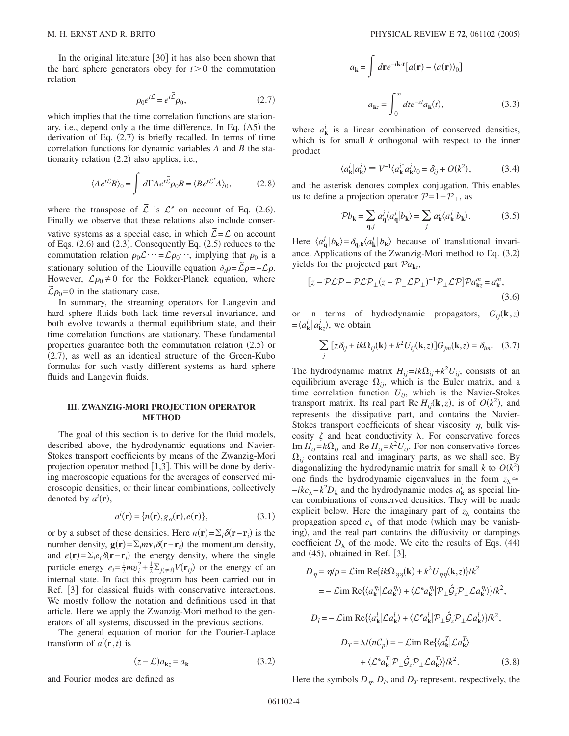In the original literature [30] it has also been shown that the hard sphere generators obey for $t > 0$ the commutation relation

$$\rho_0 e^{t\mathcal{L}} = e^{t\bar{\mathcal{L}}} \rho_0, \tag{2.7}$$

which implies that the time correlation functions are stationary, i.e., depend only a the time difference. In Eq. (A5) the derivation of Eq. (2.7) is briefly recalled. In terms of time correlation functions for dynamic variables $A$ and $B$ the stationarity relation (2.2) also applies, i.e.,

$$\langle A e^{t\mathcal{L}} B \rangle_0 = \int d\Gamma A e^{t\bar{\mathcal{L}}} \rho_0 B = \langle B e^{t\mathcal{L}^\epsilon} A \rangle_0, \tag{2.8}$$

where the transpose of $\bar{\mathcal{L}}$ is $\mathcal{L}^\epsilon$ on account of Eq. (2.6). Finally we observe that these relations also include conservative systems as a special case, in which $\bar{\mathcal{L}} = \mathcal{L}$ on account of Eqs. (2.6) and (2.3). Consequently Eq. (2.5) reduces to the commutation relation $\rho_0 \mathcal{L} \cdots = \mathcal{L} \rho_0 \cdots$, implying that $\rho_0$ is a stationary solution of the Liouville equation $\partial_t \rho = \tilde{\mathcal{L}} \rho = -\mathcal{L} \rho$. However, $\mathcal{L} \rho_0 \neq 0$ for the Fokker-Planck equation, where $\tilde{\mathcal{L}} \rho_0 = 0$ in the stationary case.

In summary, the streaming operators for Langevin and hard sphere fluids both lack time reversal invariance, and both evolve towards a thermal equilibrium state, and their time correlation functions are stationary. These fundamental properties guarantee both the commutation relation (2.5) or (2.7), as well as an identical structure of the Green-Kubo formulas for such vastly different systems as hard sphere fluids and Langevin fluids.

## III. ZWANZIG-MORI PROJECTION OPERATOR METHOD

The goal of this section is to derive for the fluid models, described above, the hydrodynamic equations and Navier-Stokes transport coefficients by means of the Zwanzig-Mori projection operator method [1,3]. This will be done by deriving macroscopic equations for the averages of conserved microscopic densities, or their linear combinations, collectively denoted by $a^i(\mathbf{r})$,

$$a^i(\mathbf{r}) = \{n(\mathbf{r}), g_\alpha(\mathbf{r}), e(\mathbf{r})\}, \tag{3.1}$$

or by a subset of these densities. Here $n(\mathbf{r}) = \sum_i \delta(\mathbf{r} - \mathbf{r}_i)$ is the number density, $\mathbf{g}(\mathbf{r}) = \sum_i m \mathbf{v}_i \delta(\mathbf{r} - \mathbf{r}_i)$ the momentum density, and $e(\mathbf{r}) = \sum_i e_i \delta(\mathbf{r} - \mathbf{r}_i)$ the energy density, where the single particle energy $e_i = \frac{1}{2} m v_i^2 + \frac{1}{2} \sum_{j(\neq i)} V(\mathbf{r}_{ij})$ or the energy of an internal state. In fact this program has been carried out in Ref. [3] for classical fluids with conservative interactions. We mostly follow the notation and definitions used in that article. Here we apply the Zwanzig-Mori method to the generators of all systems, discussed in the previous sections.

The general equation of motion for the Fourier-Laplace transform of $a^i(\mathbf{r}, t)$ is

$$(z - \mathcal{L}) a_{\mathbf{k}z} = a_{\mathbf{k}} \tag{3.2}$$

and Fourier modes are defined as

$$a_{\mathbf{k}} = \int d\mathbf{r} e^{-i\mathbf{k}\cdot\mathbf{r}} [a(\mathbf{r}) - \langle a(\mathbf{r}) \rangle_0]$$

$$a_{\mathbf{k}z} = \int_0^\infty dt e^{-zt} a_{\mathbf{k}}(t), \tag{3.3}$$

where $a^i_{\mathbf{k}}$ is a linear combination of conserved densities, which is for small $k$ orthogonal with respect to the inner product

$$\langle a^i_{\mathbf{k}} | a^j_{\mathbf{k}} \rangle \equiv V^{-1} \langle a^{i*}_{\mathbf{k}} a^j_{\mathbf{k}} \rangle_0 = \delta_{ij} + O(k^2), \tag{3.4}$$

and the asterisk denotes complex conjugation. This enables us to define a projection operator $\mathcal{P} = 1 - \mathcal{P}_\perp$, as

$$\mathcal{P} b_{\mathbf{k}} = \sum_{\mathbf{q},j} a^j_{\mathbf{q}} \langle a^j_{\mathbf{q}} | b_{\mathbf{k}} \rangle = \sum_j a^j_{\mathbf{k}} \langle a^j_{\mathbf{k}} | b_{\mathbf{k}} \rangle. \tag{3.5}$$

Here $\langle a^j_{\mathbf{q}} | b_{\mathbf{k}} \rangle = \delta_{\mathbf{q},\mathbf{k}} \langle a^j_{\mathbf{k}} | b_{\mathbf{k}} \rangle$ because of translational invariance. Applications of the Zwanzig-Mori method to Eq. (3.2) yields for the projected part $\mathcal{P} a_{\mathbf{k}z}$,

$$[z - \mathcal{P}\mathcal{L}\mathcal{P} - \mathcal{P}\mathcal{L}\mathcal{P}_\perp (z - \mathcal{P}_\perp \mathcal{L} \mathcal{P}_\perp)^{-1} \mathcal{P}_\perp \mathcal{L} \mathcal{P}] \mathcal{P} a^m_{\mathbf{k}z} = a^m_{\mathbf{k}}, \tag{3.6}$$

or in terms of hydrodynamic propagators, $G_{ij}(\mathbf{k}, z) = \langle a^i_{\mathbf{k}} | a^j_{\mathbf{k}z} \rangle$, we obtain

$$\sum_j [z \delta_{ij} + ik \Omega_{ij}(\mathbf{k}) + k^2 U_{ij}(\mathbf{k}, z)] G_{jm}(\mathbf{k}, z) = \delta_{im}. \tag{3.7}$$

The hydrodynamic matrix $H_{ij} = ik\Omega_{ij} + k^2 U_{ij}$, consists of an equilibrium average $\Omega_{ij}$, which is the Euler matrix, and a time correlation function $U_{ij}$, which is the Navier-Stokes transport matrix. Its real part $\mathrm{Re}\, H_{ij}(\mathbf{k}, z)$, is of $O(k^2)$, and represents the dissipative part, and contains the Navier-Stokes transport coefficients of shear viscosity $\eta$, bulk viscosity $\zeta$ and heat conductivity $\lambda$. For conservative forces $\mathrm{Im}\, H_{ij} = k\Omega_{ij}$ and $\mathrm{Re}\, H_{ij} = k^2 U_{ij}$. For non-conservative forces $\Omega_{ij}$ contains real and imaginary parts, as we shall see. By diagonalizing the hydrodynamic matrix for small $k$ to $O(k^2)$ one finds the hydrodynamic eigenvalues in the form $z_\lambda \simeq -ikc_\lambda - k^2 D_\lambda$ and the hydrodynamic modes $a^i_{\mathbf{k}}$ as special linear combinations of conserved densities. They will be made explicit below. Here the imaginary part of $z_\lambda$ contains the propagation speed $c_\lambda$ of that mode (which may be vanishing), and the real part contains the diffusivity or dampings coefficient $D_\lambda$ of the mode. We cite the results of Eqs. (44) and (45), obtained in Ref. [3],

$$D_\eta = \eta/\rho = \mathcal{L}\mathrm{im}\, \mathrm{Re}\{ik\Omega_{\eta\eta}(\mathbf{k}) + k^2 U_{\eta\eta}(\mathbf{k}, z)\}/k^2$$

$$= -\mathcal{L}\mathrm{im}\, \mathrm{Re}\{\langle a^{\eta_i}_{\mathbf{k}} | \mathcal{L} a^{\eta_i}_{\mathbf{k}} \rangle + \langle \mathcal{L}^\epsilon a^{\eta_i}_{\mathbf{k}} | \mathcal{P}_\perp \hat{\mathcal{G}}_z \mathcal{P}_\perp \mathcal{L} a^{\eta_i}_{\mathbf{k}} \rangle\}/k^2,$$

$$D_l = -\mathcal{L}\mathrm{im}\, \mathrm{Re}\{\langle a^l_{\mathbf{k}} | \mathcal{L} a^l_{\mathbf{k}} \rangle + \langle \mathcal{L}^\epsilon a^l_{\mathbf{k}} | \mathcal{P}_\perp \hat{\mathcal{G}}_z \mathcal{P}_\perp \mathcal{L} a^l_{\mathbf{k}} \rangle\}/k^2,$$

$$D_T = \lambda/(n\mathcal{C}_p) = -\mathcal{L}\mathrm{im}\, \mathrm{Re}\{\langle a^T_{\mathbf{k}} | \mathcal{L} a^T_{\mathbf{k}} \rangle + \langle \mathcal{L}^\epsilon a^T_{\mathbf{k}} | \mathcal{P}_\perp \hat{\mathcal{G}}_z \mathcal{P}_\perp \mathcal{L} a^T_{\mathbf{k}} \rangle\}/k^2. \tag{3.8}$$

Here the symbols $D_\eta$, $D_l$, and $D_T$ represent, respectively, the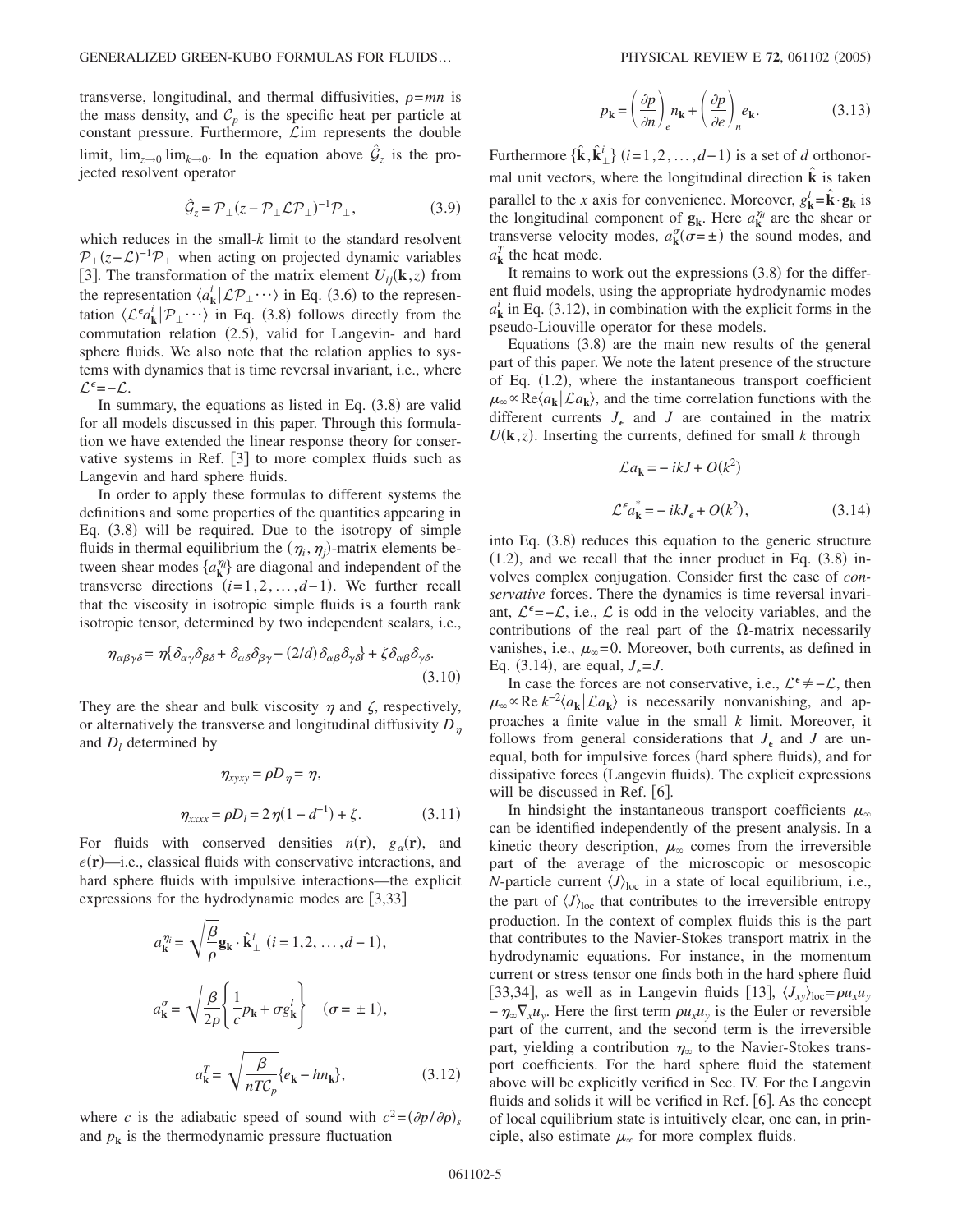transverse, longitudinal, and thermal diffusivities, $\rho = mn$ is the mass density, and $\mathcal{C}_p$ is the specific heat per particle at constant pressure. Furthermore, $\mathcal{L}$im represents the double limit, $\lim_{z\to 0}\lim_{k\to 0}$. In the equation above $\hat{\mathcal{G}}_z$ is the projected resolvent operator

$$\hat{\mathcal{G}}_z = \mathcal{P}_\perp (z - \mathcal{P}_\perp \mathcal{L} \mathcal{P}_\perp)^{-1} \mathcal{P}_\perp, \tag{3.9}$$

which reduces in the small-$k$ limit to the standard resolvent $\mathcal{P}_\perp (z-\mathcal{L})^{-1}\mathcal{P}_\perp$ when acting on projected dynamic variables [3]. The transformation of the matrix element $U_{ij}(\mathbf{k},z)$ from the representation $\langle a^i_{\mathbf{k}} | \mathcal{L}\mathcal{P}_\perp \cdots \rangle$ in Eq. (3.6) to the representation $\langle \mathcal{L}^\epsilon a^i_{\mathbf{k}} | \mathcal{P}_\perp \cdots \rangle$ in Eq. (3.8) follows directly from the commutation relation (2.5), valid for Langevin- and hard sphere fluids. We also note that the relation applies to systems with dynamics that is time reversal invariant, i.e., where $\mathcal{L}^\epsilon = -\mathcal{L}$.

In summary, the equations as listed in Eq. (3.8) are valid for all models discussed in this paper. Through this formulation we have extended the linear response theory for conservative systems in Ref. [3] to more complex fluids such as Langevin and hard sphere fluids.

In order to apply these formulas to different systems the definitions and some properties of the quantities appearing in Eq. (3.8) will be required. Due to the isotropy of simple fluids in thermal equilibrium the $(\eta_i, \eta_j)$-matrix elements between shear modes $\{a^{\eta_i}_{\mathbf{k}}\}$ are diagonal and independent of the transverse directions $(i=1,2,\ldots,d-1)$. We further recall that the viscosity in isotropic simple fluids is a fourth rank isotropic tensor, determined by two independent scalars, i.e.,

$$\eta_{\alpha\beta\gamma\delta} = \eta\{\delta_{\alpha\gamma}\delta_{\beta\delta} + \delta_{\alpha\delta}\delta_{\beta\gamma} - (2/d)\delta_{\alpha\beta}\delta_{\gamma\delta}\} + \zeta \delta_{\alpha\beta}\delta_{\gamma\delta}. \tag{3.10}$$

They are the shear and bulk viscosity $\eta$ and $\zeta$, respectively, or alternatively the transverse and longitudinal diffusivity $D_\eta$ and $D_l$ determined by

$$\eta_{xyxy} = \rho D_\eta = \eta,$$

$$\eta_{xxxx} = \rho D_l = 2\eta(1-d^{-1}) + \zeta. \tag{3.11}$$

For fluids with conserved densities $n(\mathbf{r})$, $g_\alpha(\mathbf{r})$, and $e(\mathbf{r})$—i.e., classical fluids with conservative interactions, and hard sphere fluids with impulsive interactions—the explicit expressions for the hydrodynamic modes are [3,33]

$$a^{\eta_i}_{\mathbf{k}} = \sqrt{\frac{\beta}{\rho}}\mathbf{g}_{\mathbf{k}} \cdot \hat{\mathbf{k}}^i_\perp \ (i=1,2,\ldots,d-1),$$

$$a^{\sigma}_{\mathbf{k}} = \sqrt{\frac{\beta}{2\rho}}\left\{\frac{1}{c}p_{\mathbf{k}} + \sigma g^l_{\mathbf{k}}\right\} \quad (\sigma = \pm 1),$$

$$a^{T}_{\mathbf{k}} = \sqrt{\frac{\beta}{nT\mathcal{C}_p}}\{e_{\mathbf{k}} - h n_{\mathbf{k}}\}, \tag{3.12}$$

where $c$ is the adiabatic speed of sound with $c^2 = (\partial p/\partial \rho)_s$ and $p_{\mathbf{k}}$ is the thermodynamic pressure fluctuation

$$p_{\mathbf{k}} = \left(\frac{\partial p}{\partial n}\right)_e n_{\mathbf{k}} + \left(\frac{\partial p}{\partial e}\right)_n e_{\mathbf{k}}. \tag{3.13}$$

Furthermore $\{\hat{\mathbf{k}}, \hat{\mathbf{k}}^i_\perp\}$ $(i=1,2,\ldots,d-1)$ is a set of $d$ orthonormal unit vectors, where the longitudinal direction $\hat{\mathbf{k}}$ is taken parallel to the $x$ axis for convenience. Moreover, $g^l_{\mathbf{k}} = \hat{\mathbf{k}} \cdot \mathbf{g}_{\mathbf{k}}$ is the longitudinal component of $\mathbf{g}_{\mathbf{k}}$. Here $a^{\eta_i}_{\mathbf{k}}$ are the shear or transverse velocity modes, $a^{\sigma}_{\mathbf{k}} (\sigma = \pm)$ the sound modes, and $a^T_{\mathbf{k}}$ the heat mode.

It remains to work out the expressions (3.8) for the different fluid models, using the appropriate hydrodynamic modes $a^i_{\mathbf{k}}$ in Eq. (3.12), in combination with the explicit forms in the pseudo-Liouville operator for these models.

Equations (3.8) are the main new results of the general part of this paper. We note the latent presence of the structure of Eq. (1.2), where the instantaneous transport coefficient $\mu_\infty \propto \mathrm{Re}\langle a_{\mathbf{k}} | \mathcal{L} a_{\mathbf{k}}\rangle$, and the time correlation functions with the different currents $J_\epsilon$ and $J$ are contained in the matrix $U(\mathbf{k},z)$. Inserting the currents, defined for small $k$ through

$$\mathcal{L} a_{\mathbf{k}} = -ikJ + O(k^2)$$

$$\mathcal{L}^\epsilon a^*_{\mathbf{k}} = -ikJ_\epsilon + O(k^2), \tag{3.14}$$

into Eq. (3.8) reduces this equation to the generic structure (1.2), and we recall that the inner product in Eq. (3.8) involves complex conjugation. Consider first the case of *conservative* forces. There the dynamics is time reversal invariant, $\mathcal{L}^\epsilon = -\mathcal{L}$, i.e., $\mathcal{L}$ is odd in the velocity variables, and the contributions of the real part of the $\Omega$-matrix necessarily vanishes, i.e., $\mu_\infty = 0$. Moreover, both currents, as defined in Eq. (3.14), are equal, $J_\epsilon = J$.

In case the forces are not conservative, i.e., $\mathcal{L}^\epsilon \neq -\mathcal{L}$, then $\mu_\infty \propto \mathrm{Re}\, k^{-2}\langle a_{\mathbf{k}} | \mathcal{L} a_{\mathbf{k}}\rangle$ is necessarily nonvanishing, and approaches a finite value in the small $k$ limit. Moreover, it follows from general considerations that $J_\epsilon$ and $J$ are unequal, both for impulsive forces (hard sphere fluids), and for dissipative forces (Langevin fluids). The explicit expressions will be discussed in Ref. [6].

In hindsight the instantaneous transport coefficients $\mu_\infty$ can be identified independently of the present analysis. In a kinetic theory description, $\mu_\infty$ comes from the irreversible part of the average of the microscopic or mesoscopic $N$-particle current $\langle J\rangle_{\mathrm{loc}}$ in a state of local equilibrium, i.e., the part of $\langle J\rangle_{\mathrm{loc}}$ that contributes to the irreversible entropy production. In the context of complex fluids this is the part that contributes to the Navier-Stokes transport matrix in the hydrodynamic equations. For instance, in the momentum current or stress tensor one finds both in the hard sphere fluid [33,34], as well as in Langevin fluids [13], $\langle J_{xy}\rangle_{\mathrm{loc}} = \rho u_x u_y - \eta_\infty \nabla_x u_y$. Here the first term $\rho u_x u_y$ is the Euler or reversible part of the current, and the second term is the irreversible part, yielding a contribution $\eta_\infty$ to the Navier-Stokes transport coefficients. For the hard sphere fluid the statement above will be explicitly verified in Sec. IV. For the Langevin fluids and solids it will be verified in Ref. [6]. As the concept of local equilibrium state is intuitively clear, one can, in principle, also estimate $\mu_\infty$ for more complex fluids.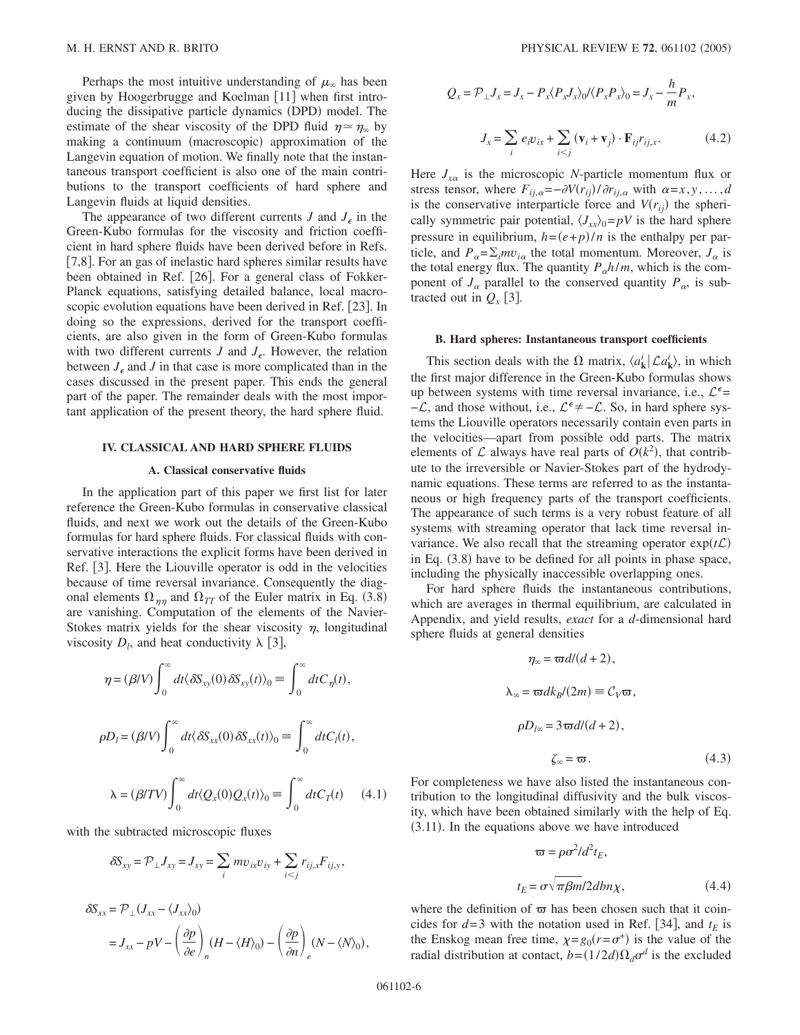Perhaps the most intuitive understanding of $\mu_\infty$ has been given by Hoogerbrugge and Koelman [11] when first introducing the dissipative particle dynamics (DPD) model. The estimate of the shear viscosity of the DPD fluid $\eta \simeq \eta_\infty$ by making a continuum (macroscopic) approximation of the Langevin equation of motion. We finally note that the instantaneous transport coefficient is also one of the main contributions to the transport coefficients of hard sphere and Langevin fluids at liquid densities.

The appearance of two different currents $J$ and $J_\epsilon$ in the Green-Kubo formulas for the viscosity and friction coefficient in hard sphere fluids have been derived before in Refs. [7,8]. For an gas of inelastic hard spheres similar results have been obtained in Ref. [26]. For a general class of Fokker-Planck equations, satisfying detailed balance, local macroscopic evolution equations have been derived in Ref. [23]. In doing so the expressions, derived for the transport coefficients, are also given in the form of Green-Kubo formulas with two different currents $J$ and $J_\epsilon$. However, the relation between $J_\epsilon$ and $J$ in that case is more complicated than in the cases discussed in the present paper. This ends the general part of the paper. The remainder deals with the most important application of the present theory, the hard sphere fluid.

## IV. CLASSICAL AND HARD SPHERE FLUIDS

### A. Classical conservative fluids

In the application part of this paper we first list for later reference the Green-Kubo formulas in conservative classical fluids, and next we work out the details of the Green-Kubo formulas for hard sphere fluids. For classical fluids with conservative interactions the explicit forms have been derived in Ref. [3]. Here the Liouville operator is odd in the velocities because of time reversal invariance. Consequently the diagonal elements $\Omega_{\eta\eta}$ and $\Omega_{TT}$ of the Euler matrix in Eq. (3.8) are vanishing. Computation of the elements of the Navier-Stokes matrix yields for the shear viscosity $\eta$, longitudinal viscosity $D_l$, and heat conductivity $\lambda$ [3],

$$\eta = (\beta/V)\int_0^\infty dt \langle \delta S_{xy}(0)\delta S_{xy}(t)\rangle_0 \equiv \int_0^\infty dt C_\eta(t),$$

$$\rho D_l = (\beta/V)\int_0^\infty dt \langle \delta S_{xx}(0)\delta S_{xx}(t)\rangle_0 \equiv \int_0^\infty dt C_l(t),$$

$$\lambda = (\beta/TV)\int_0^\infty dt \langle Q_x(0)Q_x(t)\rangle_0 \equiv \int_0^\infty dt C_T(t) \qquad (4.1)$$

with the subtracted microscopic fluxes

$$\delta S_{xy} = \mathcal{P}_\perp J_{xy} = J_{xy} = \sum_i m v_{ix} v_{iy} + \sum_{i<j} r_{ij,x} F_{ij,y},$$

$$\delta S_{xx} = \mathcal{P}_\perp (J_{xx} - \langle J_{xx}\rangle_0)$$
$$= J_{xx} - pV - \left(\frac{\partial p}{\partial e}\right)_n (H - \langle H\rangle_0) - \left(\frac{\partial p}{\partial n}\right)_e (N - \langle N\rangle_0),$$

$$Q_x = \mathcal{P}_\perp J_x = J_x - P_x \langle P_x J_x\rangle_0 / \langle P_x P_x\rangle_0 = J_x - \frac{h}{m} P_x,$$

$$J_x = \sum_i e_i v_{ix} + \sum_{i<j} (\mathbf{v}_i + \mathbf{v}_j)\cdot \mathbf{F}_{ij} r_{ij,x}. \qquad (4.2)$$

Here $J_{x\alpha}$ is the microscopic $N$-particle momentum flux or stress tensor, where $F_{ij,\alpha} = -\partial V(r_{ij})/\partial r_{ij,\alpha}$ with $\alpha = x, y, \ldots, d$ is the conservative interparticle force and $V(r_{ij})$ the spherically symmetric pair potential, $\langle J_{xx}\rangle_0 = pV$ is the hard sphere pressure in equilibrium, $h = (e+p)/n$ is the enthalpy per particle, and $P_\alpha = \sum_i m v_{i\alpha}$ the total momentum. Moreover, $J_\alpha$ is the total energy flux. The quantity $P_\alpha h/m$, which is the component of $J_\alpha$ parallel to the conserved quantity $P_\alpha$, is subtracted out in $Q_x$ [3].

### B. Hard spheres: Instantaneous transport coefficients

This section deals with the $\Omega$ matrix, $\langle a^i_{\mathbf{k}} | \mathcal{L} a^i_{\mathbf{k}}\rangle$, in which the first major difference in the Green-Kubo formulas shows up between systems with time reversal invariance, i.e., $\mathcal{L}^\epsilon = -\mathcal{L}$, and those without, i.e., $\mathcal{L}^\epsilon \neq -\mathcal{L}$. So, in hard sphere systems the Liouville operators necessarily contain even parts in the velocities—apart from possible odd parts. The matrix elements of $\mathcal{L}$ always have real parts of $O(k^2)$, that contribute to the irreversible or Navier-Stokes part of the hydrodynamic equations. These terms are referred to as the instantaneous or high frequency parts of the transport coefficients. The appearance of such terms is a very robust feature of all systems with streaming operator that lack time reversal invariance. We also recall that the streaming operator $\exp(t\mathcal{L})$ in Eq. (3.8) have to be defined for all points in phase space, including the physically inaccessible overlapping ones.

For hard sphere fluids the instantaneous contributions, which are averages in thermal equilibrium, are calculated in Appendix, and yield results, *exact* for a $d$-dimensional hard sphere fluids at general densities

$$\eta_\infty = \varpi d/(d+2),$$

$$\lambda_\infty = \varpi d k_B/(2m) \equiv \mathcal{C}_V \varpi,$$

$$\rho D_{l\infty} = 3\varpi d/(d+2),$$

$$\zeta_\infty = \varpi. \qquad (4.3)$$

For completeness we have also listed the instantaneous contribution to the longitudinal diffusivity and the bulk viscosity, which have been obtained similarly with the help of Eq. (3.11). In the equations above we have introduced

$$\varpi = \rho\sigma^2/d^2 t_E,$$

$$t_E = \sigma\sqrt{\pi\beta m}/2dbn\chi, \qquad (4.4)$$

where the definition of $\varpi$ has been chosen such that it coincides for $d=3$ with the notation used in Ref. [34], and $t_E$ is the Enskog mean free time, $\chi = g_0(r=\sigma^+)$ is the value of the radial distribution at contact, $b = (1/2d)\Omega_d \sigma^d$ is the excluded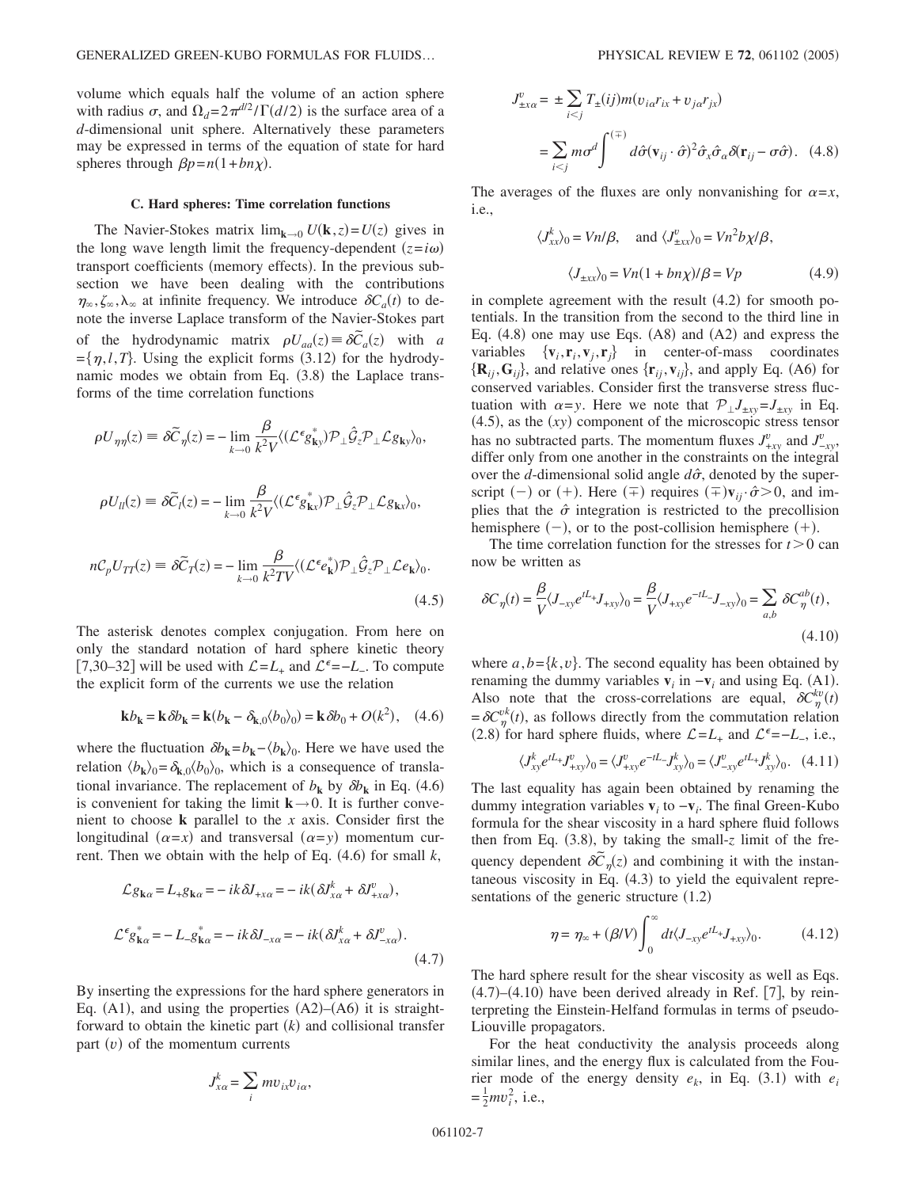volume which equals half the volume of an action sphere with radius $\sigma$, and $\Omega_d = 2\pi^{d/2}/\Gamma(d/2)$ is the surface area of a $d$-dimensional unit sphere. Alternatively these parameters may be expressed in terms of the equation of state for hard spheres through $\beta p = n(1+bn\chi)$.

### C. Hard spheres: Time correlation functions

The Navier-Stokes matrix $\lim_{\mathbf{k}\to 0} U(\mathbf{k},z) = U(z)$ gives in the long wave length limit the frequency-dependent ($z=i\omega$) transport coefficients (memory effects). In the previous subsection we have been dealing with the contributions $\eta_\infty, \zeta_\infty, \lambda_\infty$ at infinite frequency. We introduce $\delta C_a(t)$ to denote the inverse Laplace transform of the Navier-Stokes part of the hydrodynamic matrix $\rho U_{aa}(z) \equiv \delta\widetilde{C}_a(z)$ with $a = \{\eta, l, T\}$. Using the explicit forms (3.12) for the hydrodynamic modes we obtain from Eq. (3.8) the Laplace transforms of the time correlation functions

$$
\begin{aligned}
\rho U_{\eta\eta}(z) &\equiv \delta\widetilde{C}_\eta(z) = -\lim_{k\to 0}\frac{\beta}{k^2 V}\langle(\mathcal{L}^\epsilon g^*_{\mathbf{k}y})\mathcal{P}_\perp\hat{\mathcal{G}}_z\mathcal{P}_\perp\mathcal{L}g_{\mathbf{k}y}\rangle_0,\\
\rho U_{ll}(z) &\equiv \delta\widetilde{C}_l(z) = -\lim_{k\to 0}\frac{\beta}{k^2 V}\langle(\mathcal{L}^\epsilon g^*_{\mathbf{k}x})\mathcal{P}_\perp\hat{\mathcal{G}}_z\mathcal{P}_\perp\mathcal{L}g_{\mathbf{k}x}\rangle_0,\\
nC_p U_{TT}(z) &\equiv \delta\widetilde{C}_T(z) = -\lim_{k\to 0}\frac{\beta}{k^2 TV}\langle(\mathcal{L}^\epsilon e^*_{\mathbf{k}})\mathcal{P}_\perp\hat{\mathcal{G}}_z\mathcal{P}_\perp\mathcal{L}e_{\mathbf{k}}\rangle_0.
\end{aligned}
\tag{4.5}
$$

The asterisk denotes complex conjugation. From here on only the standard notation of hard sphere kinetic theory [7,30–32] will be used with $\mathcal{L}=L_+$ and $\mathcal{L}^\epsilon = -L_-$. To compute the explicit form of the currents we use the relation

$$
\mathbf{k}b_{\mathbf{k}} = \mathbf{k}\,\delta b_{\mathbf{k}} = \mathbf{k}(b_{\mathbf{k}} - \delta_{\mathbf{k},0}\langle b_0\rangle_0) = \mathbf{k}\,\delta b_0 + O(k^2), \tag{4.6}
$$

where the fluctuation $\delta b_{\mathbf{k}} = b_{\mathbf{k}} - \langle b_{\mathbf{k}}\rangle_0$. Here we have used the relation $\langle b_{\mathbf{k}}\rangle_0 = \delta_{\mathbf{k},0}\langle b_0\rangle_0$, which is a consequence of translational invariance. The replacement of $b_{\mathbf{k}}$ by $\delta b_{\mathbf{k}}$ in Eq. (4.6) is convenient for taking the limit $\mathbf{k}\to 0$. It is further convenient to choose $\mathbf{k}$ parallel to the $x$ axis. Consider first the longitudinal ($\alpha=x$) and transversal ($\alpha=y$) momentum current. Then we obtain with the help of Eq. (4.6) for small $k$,

$$
\begin{aligned}
\mathcal{L}g_{\mathbf{k}\alpha} &= L_+ g_{\mathbf{k}\alpha} = -ik\,\delta J_{+x\alpha} = -ik(\delta J^k_{x\alpha} + \delta J^v_{+x\alpha}),\\
\mathcal{L}^\epsilon g^*_{\mathbf{k}\alpha} &= -L_- g^*_{\mathbf{k}\alpha} = -ik\,\delta J_{-x\alpha} = -ik(\delta J^k_{x\alpha} + \delta J^v_{-x\alpha}).
\end{aligned}
\tag{4.7}
$$

By inserting the expressions for the hard sphere generators in Eq. (A1), and using the properties (A2)–(A6) it is straightforward to obtain the kinetic part ($k$) and collisional transfer part ($v$) of the momentum currents

$$
\begin{aligned}
J^k_{x\alpha} &= \sum_i m v_{ix} v_{i\alpha},\\
J^v_{\pm x\alpha} &= \pm\sum_{i<j} T_\pm(ij)\,m(v_{i\alpha}r_{ix} + v_{j\alpha}r_{jx})\\
&= \sum_{i<j} m\sigma^d \int^{(\mp)} d\hat{\sigma}(\mathbf{v}_{ij}\cdot\hat{\sigma})^2\hat{\sigma}_x\hat{\sigma}_\alpha\,\delta(\mathbf{r}_{ij} - \sigma\hat{\sigma}).
\end{aligned}
\tag{4.8}
$$

The averages of the fluxes are only nonvanishing for $\alpha=x$, i.e.,

$$
\begin{aligned}
\langle J^k_{xx}\rangle_0 &= Vn/\beta, \quad \text{and } \langle J^v_{\pm xx}\rangle_0 = Vn^2 b\chi/\beta,\\
\langle J_{\pm xx}\rangle_0 &= Vn(1+bn\chi)/\beta = Vp
\end{aligned}
\tag{4.9}
$$

in complete agreement with the result (4.2) for smooth potentials. In the transition from the second to the third line in Eq. (4.8) one may use Eqs. (A8) and (A2) and express the variables $\{\mathbf{v}_i, \mathbf{r}_i, \mathbf{v}_j, \mathbf{r}_j\}$ in center-of-mass coordinates $\{\mathbf{R}_{ij}, \mathbf{G}_{ij}\}$, and relative ones $\{\mathbf{r}_{ij}, \mathbf{v}_{ij}\}$, and apply Eq. (A6) for conserved variables. Consider first the transverse stress fluctuation with $\alpha=y$. Here we note that $\mathcal{P}_\perp J_{\pm xy} = J_{\pm xy}$ in Eq. (4.5), as the ($xy$) component of the microscopic stress tensor has no subtracted parts. The momentum fluxes $J^v_{+xy}$ and $J^v_{-xy}$, differ only from one another in the constraints on the integral over the $d$-dimensional solid angle $d\hat{\sigma}$, denoted by the superscript ($-$) or ($+$). Here ($\mp$) requires $(\mp)\mathbf{v}_{ij}\cdot\hat{\sigma} > 0$, and implies that the $\hat{\sigma}$ integration is restricted to the precollision hemisphere ($-$), or to the post-collision hemisphere ($+$).

The time correlation function for the stresses for $t>0$ can now be written as

$$
\delta C_\eta(t) = \frac{\beta}{V}\langle J_{-xy}e^{tL_+}J_{+xy}\rangle_0 = \frac{\beta}{V}\langle J_{+xy}e^{-tL_-}J_{-xy}\rangle_0 = \sum_{a,b}\delta C^{ab}_\eta(t),
\tag{4.10}
$$

where $a,b = \{k,v\}$. The second equality has been obtained by renaming the dummy variables $\mathbf{v}_i$ in $-\mathbf{v}_i$ and using Eq. (A1). Also note that the cross-correlations are equal, $\delta C^{kv}_\eta(t) = \delta C^{vk}_\eta(t)$, as follows directly from the commutation relation (2.8) for hard sphere fluids, where $\mathcal{L}=L_+$ and $\mathcal{L}^\epsilon = -L_-$, i.e.,

$$
\langle J^k_{xy}e^{tL_+}J^v_{+xy}\rangle_0 = \langle J^v_{+xy}e^{-tL_-}J^k_{xy}\rangle_0 = \langle J^v_{-xy}e^{tL_+}J^k_{xy}\rangle_0. \tag{4.11}
$$

The last equality has again been obtained by renaming the dummy integration variables $\mathbf{v}_i$ to $-\mathbf{v}_i$. The final Green-Kubo formula for the shear viscosity in a hard sphere fluid follows then from Eq. (3.8), by taking the small-$z$ limit of the frequency dependent $\delta\widetilde{C}_\eta(z)$ and combining it with the instantaneous viscosity in Eq. (4.3) to yield the equivalent representations of the generic structure (1.2)

$$
\eta = \eta_\infty + (\beta/V)\int_0^\infty dt\langle J_{-xy}e^{tL_+}J_{+xy}\rangle_0. \tag{4.12}
$$

The hard sphere result for the shear viscosity as well as Eqs. (4.7)–(4.10) have been derived already in Ref. [7], by reinterpreting the Einstein-Helfand formulas in terms of pseudo-Liouville propagators.

For the heat conductivity the analysis proceeds along similar lines, and the energy flux is calculated from the Fourier mode of the energy density $e_k$, in Eq. (3.1) with $e_i = \frac{1}{2}mv_i^2$, i.e.,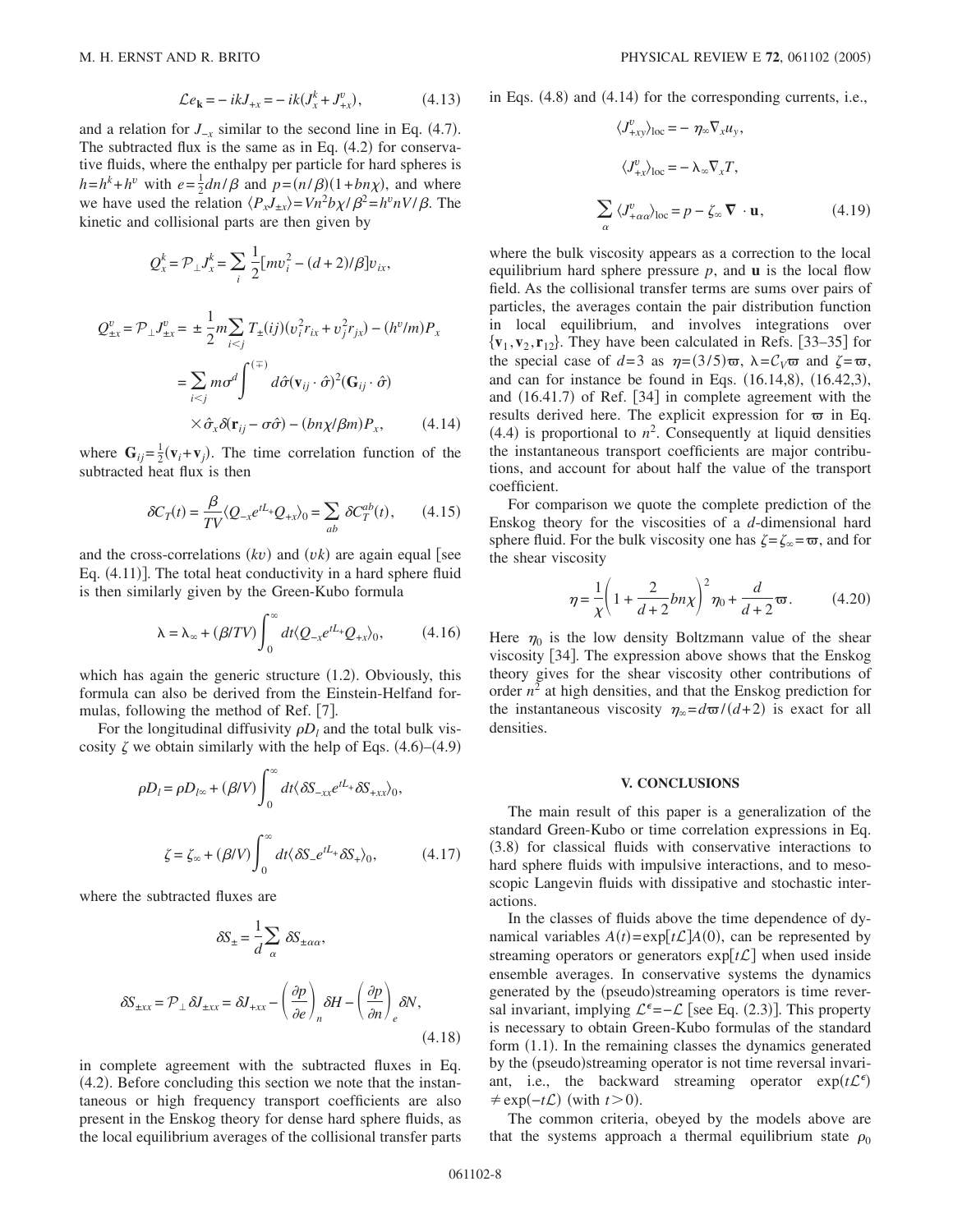$$\mathcal{L}e_{\mathbf{k}} = -ikJ_{+x} = -ik(J^k_x + J^v_{+x}), \tag{4.13}$$

and a relation for $J_{-x}$ similar to the second line in Eq. (4.7). The subtracted flux is the same as in Eq. (4.2) for conservative fluids, where the enthalpy per particle for hard spheres is $h = h^k + h^v$ with $e = \frac{1}{2}dn/\beta$ and $p = (n/\beta)(1 + bn\chi)$, and where we have used the relation $\langle P_x J_{\pm x}\rangle = Vn^2 b\chi/\beta^2 = h^v nV/\beta$. The kinetic and collisional parts are then given by

$$Q^k_x = \mathcal{P}_\perp J^k_x = \sum_i \frac{1}{2}[mv_i^2 - (d+2)/\beta]v_{ix},$$

$$\begin{aligned}
Q^v_{\pm x} = \mathcal{P}_\perp J^v_{\pm x} &= \pm \frac{1}{2}m\sum_{i<j} T_\pm(ij)(v_i^2 r_{ix} + v_j^2 r_{jx}) - (h^v/m)P_x \\
&= \sum_{i<j} m\sigma^d \int^{(\mp)} d\hat{\sigma}(\mathbf{v}_{ij}\cdot\hat{\sigma})^2(\mathbf{G}_{ij}\cdot\hat{\sigma}) \\
&\quad \times \hat{\sigma}_x \delta(\mathbf{r}_{ij} - \sigma\hat{\sigma}) - (bn\chi/\beta m)P_x,
\end{aligned} \tag{4.14}$$

where $\mathbf{G}_{ij} = \frac{1}{2}(\mathbf{v}_i + \mathbf{v}_j)$. The time correlation function of the subtracted heat flux is then

$$\delta C_T(t) = \frac{\beta}{TV}\langle Q_{-x} e^{tL_+} Q_{+x}\rangle_0 = \sum_{ab} \delta C^{ab}_T(t), \tag{4.15}$$

and the cross-correlations $(kv)$ and $(vk)$ are again equal [see Eq. (4.11)]. The total heat conductivity in a hard sphere fluid is then similarly given by the Green-Kubo formula

$$\lambda = \lambda_\infty + (\beta/TV)\int_0^\infty dt \langle Q_{-x} e^{tL_+} Q_{+x}\rangle_0, \tag{4.16}$$

which has again the generic structure (1.2). Obviously, this formula can also be derived from the Einstein-Helfand formulas, following the method of Ref. [7].

For the longitudinal diffusivity $\rho D_l$ and the total bulk viscosity $\zeta$ we obtain similarly with the help of Eqs. (4.6)–(4.9)

$$\rho D_l = \rho D_{l\infty} + (\beta/V)\int_0^\infty dt \langle \delta S_{-xx} e^{tL_+} \delta S_{+xx}\rangle_0,$$

$$\zeta = \zeta_\infty + (\beta/V)\int_0^\infty dt \langle \delta S_- e^{tL_+} \delta S_+\rangle_0, \tag{4.17}$$

where the subtracted fluxes are

$$\delta S_\pm = \frac{1}{d}\sum_\alpha \delta S_{\pm\alpha\alpha},$$

$$\delta S_{\pm xx} = \mathcal{P}_\perp \delta J_{\pm xx} = \delta J_{+xx} - \left(\frac{\partial p}{\partial e}\right)_n \delta H - \left(\frac{\partial p}{\partial n}\right)_e \delta N, \tag{4.18}$$

in complete agreement with the subtracted fluxes in Eq. (4.2). Before concluding this section we note that the instantaneous or high frequency transport coefficients are also present in the Enskog theory for dense hard sphere fluids, as the local equilibrium averages of the collisional transfer parts in Eqs. (4.8) and (4.14) for the corresponding currents, i.e.,

$$\langle J^v_{+xy}\rangle_{\text{loc}} = -\eta_\infty \nabla_x u_y,$$

$$\langle J^v_{+x}\rangle_{\text{loc}} = -\lambda_\infty \nabla_x T,$$

$$\sum_\alpha \langle J^v_{+\alpha\alpha}\rangle_{\text{loc}} = p - \zeta_\infty \boldsymbol{\nabla}\cdot\mathbf{u}, \tag{4.19}$$

where the bulk viscosity appears as a correction to the local equilibrium hard sphere pressure $p$, and $\mathbf{u}$ is the local flow field. As the collisional transfer terms are sums over pairs of particles, the averages contain the pair distribution function in local equilibrium, and involves integrations over $\{\mathbf{v}_1, \mathbf{v}_2, \mathbf{r}_{12}\}$. They have been calculated in Refs. [33–35] for the special case of $d=3$ as $\eta = (3/5)\varpi$, $\lambda = \mathcal{C}_V\varpi$ and $\zeta = \varpi$, and can for instance be found in Eqs. (16.14,8), (16.42,3), and (16.41.7) of Ref. [34] in complete agreement with the results derived here. The explicit expression for $\varpi$ in Eq. (4.4) is proportional to $n^2$. Consequently at liquid densities the instantaneous transport coefficients are major contributions, and account for about half the value of the transport coefficient.

For comparison we quote the complete prediction of the Enskog theory for the viscosities of a $d$-dimensional hard sphere fluid. For the bulk viscosity one has $\zeta = \zeta_\infty = \varpi$, and for the shear viscosity

$$\eta = \frac{1}{\chi}\left(1 + \frac{2}{d+2}bn\chi\right)^2 \eta_0 + \frac{d}{d+2}\varpi. \tag{4.20}$$

Here $\eta_0$ is the low density Boltzmann value of the shear viscosity [34]. The expression above shows that the Enskog theory gives for the shear viscosity other contributions of order $n^2$ at high densities, and that the Enskog prediction for the instantaneous viscosity $\eta_\infty = d\varpi/(d+2)$ is exact for all densities.

## V. CONCLUSIONS

The main result of this paper is a generalization of the standard Green-Kubo or time correlation expressions in Eq. (3.8) for classical fluids with conservative interactions to hard sphere fluids with impulsive interactions, and to mesoscopic Langevin fluids with dissipative and stochastic interactions.

In the classes of fluids above the time dependence of dynamical variables $A(t) = \exp[t\mathcal{L}]A(0)$, can be represented by streaming operators or generators $\exp[t\mathcal{L}]$ when used inside ensemble averages. In conservative systems the dynamics generated by the (pseudo)streaming operators is time reversal invariant, implying $\mathcal{L}^\epsilon = -\mathcal{L}$ [see Eq. (2.3)]. This property is necessary to obtain Green-Kubo formulas of the standard form (1.1). In the remaining classes the dynamics generated by the (pseudo)streaming operator is not time reversal invariant, i.e., the backward streaming operator $\exp(t\mathcal{L}^\epsilon) \neq \exp(-t\mathcal{L})$ (with $t>0$).

The common criteria, obeyed by the models above are that the systems approach a thermal equilibrium state $\rho_0$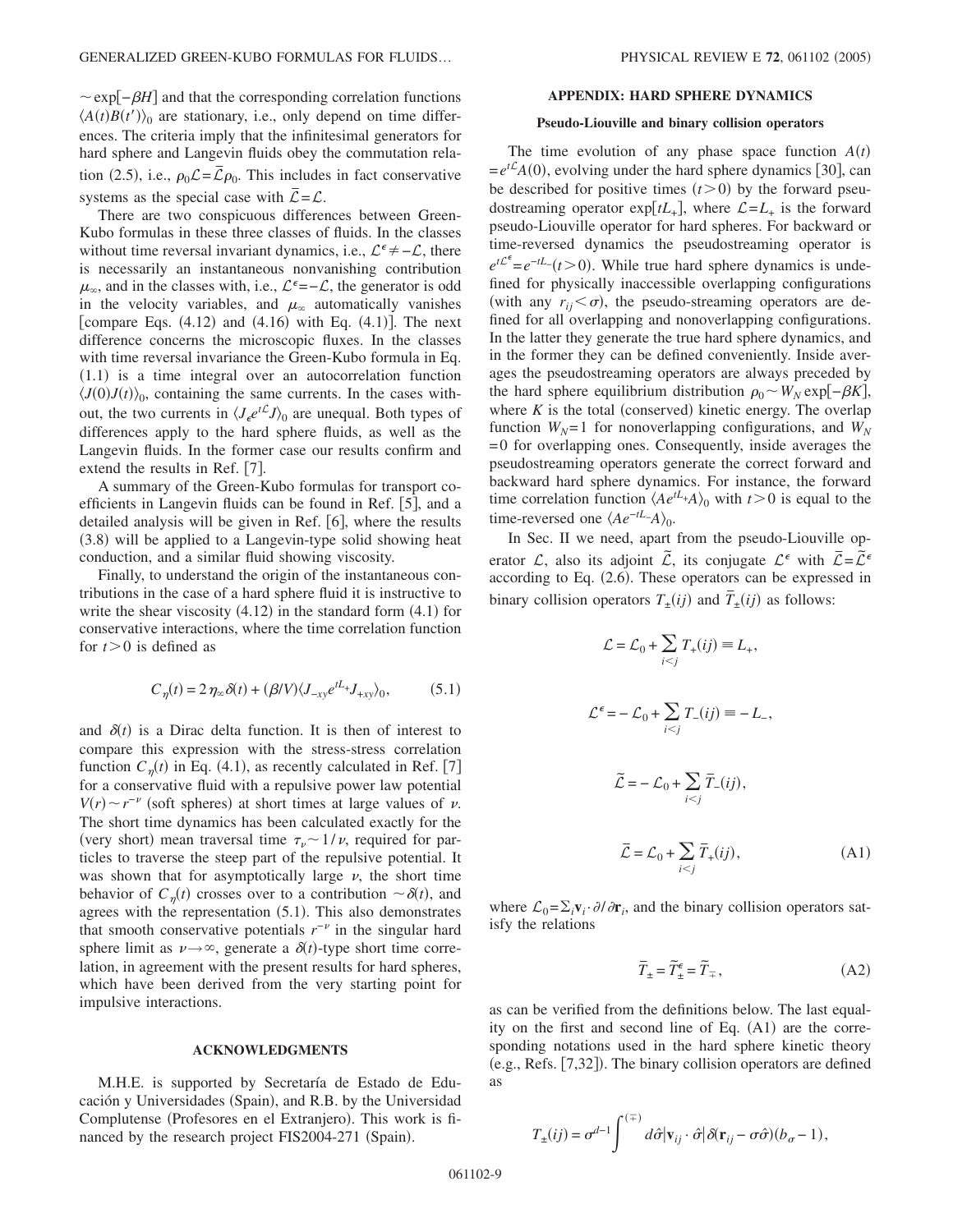$\sim \exp[-\beta H]$ and that the corresponding correlation functions $\langle A(t)B(t')\rangle_0$ are stationary, i.e., only depend on time differences. The criteria imply that the infinitesimal generators for hard sphere and Langevin fluids obey the commutation relation (2.5), i.e., $\rho_0\mathcal{L}=\bar{\mathcal{L}}\rho_0$. This includes in fact conservative systems as the special case with $\bar{\mathcal{L}}=\mathcal{L}$.

There are two conspicuous differences between Green-Kubo formulas in these three classes of fluids. In the classes without time reversal invariant dynamics, i.e., $\mathcal{L}^\epsilon \neq -\mathcal{L}$, there is necessarily an instantaneous nonvanishing contribution $\mu_\infty$, and in the classes with, i.e., $\mathcal{L}^\epsilon=-\mathcal{L}$, the generator is odd in the velocity variables, and $\mu_\infty$ automatically vanishes [compare Eqs. (4.12) and (4.16) with Eq. (4.1)]. The next difference concerns the microscopic fluxes. In the classes with time reversal invariance the Green-Kubo formula in Eq. (1.1) is a time integral over an autocorrelation function $\langle J(0)J(t)\rangle_0$, containing the same currents. In the cases without, the two currents in $\langle J_\epsilon e^{t\mathcal{L}}J\rangle_0$ are unequal. Both types of differences apply to the hard sphere fluids, as well as the Langevin fluids. In the former case our results confirm and extend the results in Ref. [7].

A summary of the Green-Kubo formulas for transport coefficients in Langevin fluids can be found in Ref. [5], and a detailed analysis will be given in Ref. [6], where the results (3.8) will be applied to a Langevin-type solid showing heat conduction, and a similar fluid showing viscosity.

Finally, to understand the origin of the instantaneous contributions in the case of a hard sphere fluid it is instructive to write the shear viscosity (4.12) in the standard form (4.1) for conservative interactions, where the time correlation function for $t>0$ is defined as

$$C_\eta(t) = 2\eta_\infty\delta(t) + (\beta/V)\langle J_{-xy}e^{tL_+}J_{+xy}\rangle_0, \tag{5.1}$$

and $\delta(t)$ is a Dirac delta function. It is then of interest to compare this expression with the stress-stress correlation function $C_\eta(t)$ in Eq. (4.1), as recently calculated in Ref. [7] for a conservative fluid with a repulsive power law potential $V(r)\sim r^{-\nu}$ (soft spheres) at short times at large values of $\nu$. The short time dynamics has been calculated exactly for the (very short) mean traversal time $\tau_\nu \sim 1/\nu$, required for particles to traverse the steep part of the repulsive potential. It was shown that for asymptotically large $\nu$, the short time behavior of $C_\eta(t)$ crosses over to a contribution $\sim\delta(t)$, and agrees with the representation (5.1). This also demonstrates that smooth conservative potentials $r^{-\nu}$ in the singular hard sphere limit as $\nu\to\infty$, generate a $\delta(t)$-type short time correlation, in agreement with the present results for hard spheres, which have been derived from the very starting point for impulsive interactions.

## ACKNOWLEDGMENTS

M.H.E. is supported by Secretaría de Estado de Educación y Universidades (Spain), and R.B. by the Universidad Complutense (Profesores en el Extranjero). This work is financed by the research project FIS2004-271 (Spain).

## APPENDIX: HARD SPHERE DYNAMICS

### Pseudo-Liouville and binary collision operators

The time evolution of any phase space function $A(t) = e^{t\mathcal{L}}A(0)$, evolving under the hard sphere dynamics [30], can be described for positive times $(t>0)$ by the forward pseudostreaming operator $\exp[tL_+]$, where $\mathcal{L}=L_+$ is the forward pseudo-Liouville operator for hard spheres. For backward or time-reversed dynamics the pseudostreaming operator is $e^{t\mathcal{L}^\epsilon}=e^{-tL_-}(t>0)$. While true hard sphere dynamics is undefined for physically inaccessible overlapping configurations (with any $r_{ij}<\sigma$), the pseudo-streaming operators are defined for all overlapping and nonoverlapping configurations. In the latter they generate the true hard sphere dynamics, and in the former they can be defined conveniently. Inside averages the pseudostreaming operators are always preceded by the hard sphere equilibrium distribution $\rho_0\sim W_N\exp[-\beta K]$, where $K$ is the total (conserved) kinetic energy. The overlap function $W_N=1$ for nonoverlapping configurations, and $W_N=0$ for overlapping ones. Consequently, inside averages the pseudostreaming operators generate the correct forward and backward hard sphere dynamics. For instance, the forward time correlation function $\langle Ae^{tL_+}A\rangle_0$ with $t>0$ is equal to the time-reversed one $\langle Ae^{-tL_-}A\rangle_0$.

In Sec. II we need, apart from the pseudo-Liouville operator $\mathcal{L}$, also its adjoint $\tilde{\mathcal{L}}$, its conjugate $\mathcal{L}^\epsilon$ with $\bar{\mathcal{L}}=\tilde{\mathcal{L}}^\epsilon$ according to Eq. (2.6). These operators can be expressed in binary collision operators $T_\pm(ij)$ and $\bar{T}_\pm(ij)$ as follows:

$$\mathcal{L} = \mathcal{L}_0 + \sum_{i<j} T_+(ij) \equiv L_+,$$

$$\mathcal{L}^\epsilon = -\mathcal{L}_0 + \sum_{i<j} T_-(ij) \equiv -L_-,$$

$$\tilde{\mathcal{L}} = -\mathcal{L}_0 + \sum_{i<j} \bar{T}_-(ij),$$

$$\bar{\mathcal{L}} = \mathcal{L}_0 + \sum_{i<j} \bar{T}_+(ij), \tag{A1}$$

where $\mathcal{L}_0=\Sigma_i \mathbf{v}_i\cdot\partial/\partial\mathbf{r}_i$, and the binary collision operators satisfy the relations

$$\bar{T}_\pm = \tilde{T}^\epsilon_\pm = \tilde{T}_\mp, \tag{A2}$$

as can be verified from the definitions below. The last equality on the first and second line of Eq. (A1) are the corresponding notations used in the hard sphere kinetic theory (e.g., Refs. [7,32]). The binary collision operators are defined as

$$T_\pm(ij) = \sigma^{d-1}\int^{(\mp)} d\hat{\sigma}|\mathbf{v}_{ij}\cdot\hat{\sigma}|\delta(\mathbf{r}_{ij}-\sigma\hat{\sigma})(b_\sigma - 1),$$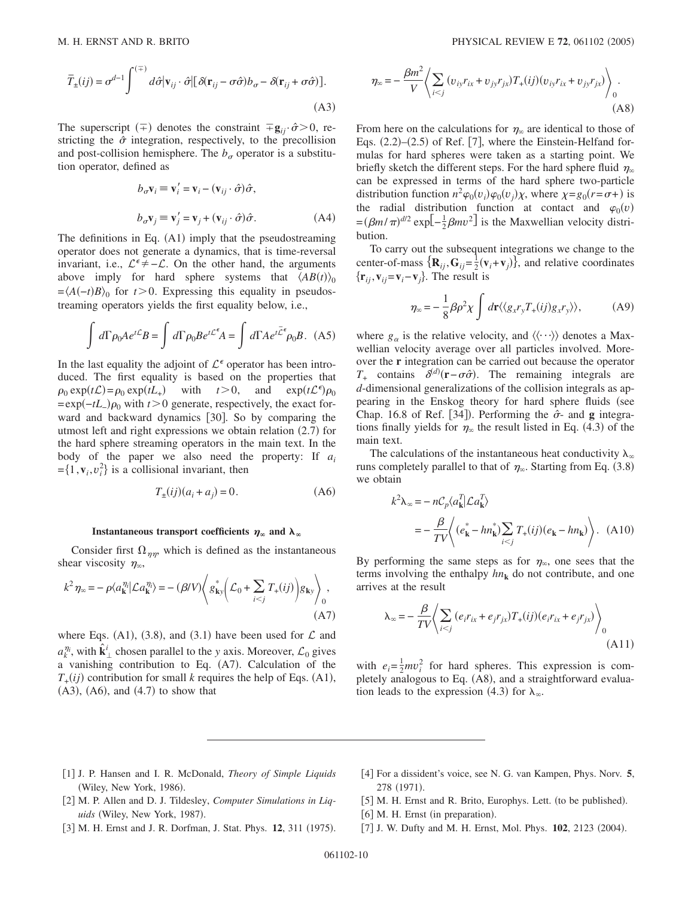$$\overline{T}_{\pm}(ij) = \sigma^{d-1}\int^{(\mp)} d\hat{\sigma}|\mathbf{v}_{ij}\cdot\hat{\sigma}|[\delta(\mathbf{r}_{ij}-\sigma\hat{\sigma})b_\sigma - \delta(\mathbf{r}_{ij}+\sigma\hat{\sigma})]. \tag{A3}$$

The superscript $(\mp)$ denotes the constraint $\mp \mathbf{g}_{ij}\cdot\hat{\sigma}>0$, restricting the $\hat{\sigma}$ integration, respectively, to the precollision and post-collision hemisphere. The $b_\sigma$ operator is a substitution operator, defined as

$$b_\sigma \mathbf{v}_i \equiv \mathbf{v}_i' = \mathbf{v}_i - (\mathbf{v}_{ij}\cdot\hat{\sigma})\hat{\sigma},$$

$$b_\sigma \mathbf{v}_j \equiv \mathbf{v}_j' = \mathbf{v}_j + (\mathbf{v}_{ij}\cdot\hat{\sigma})\hat{\sigma}. \tag{A4}$$

The definitions in Eq. (A1) imply that the pseudostreaming operator does not generate a dynamics, that is time-reversal invariant, i.e., $\mathcal{L}^\epsilon \neq -\mathcal{L}$. On the other hand, the arguments above imply for hard sphere systems that $\langle AB(t)\rangle_0 = \langle A(-t)B\rangle_0$ for $t>0$. Expressing this equality in pseudostreaming operators yields the first equality below, i.e.,

$$\int d\Gamma \rho_0 A e^{t\mathcal{L}} B = \int d\Gamma \rho_0 B e^{t\mathcal{L}^\epsilon} A = \int d\Gamma A e^{t\overline{\mathcal{L}}^\epsilon}\rho_0 B. \tag{A5}$$

In the last equality the adjoint of $\mathcal{L}^\epsilon$ operator has been introduced. The first equality is based on the properties that $\rho_0\exp(t\mathcal{L}) = \rho_0\exp(tL_+)$ with $t>0$, and $\exp(t\mathcal{L}^\epsilon)\rho_0 = \exp(-tL_-)\rho_0$ with $t>0$ generate, respectively, the exact forward and backward dynamics [30]. So by comparing the utmost left and right expressions we obtain relation (2.7) for the hard sphere streaming operators in the main text. In the body of the paper we also need the property: If $a_i = \{1, \mathbf{v}_i, v_i^2\}$ is a collisional invariant, then

$$T_\pm(ij)(a_i + a_j) = 0. \tag{A6}$$

### Instantaneous transport coefficients $\eta_\infty$ and $\lambda_\infty$

Consider first $\Omega_{\eta\eta}$, which is defined as the instantaneous shear viscosity $\eta_\infty$,

$$k^2\eta_\infty = -\rho\langle a_{\mathbf{k}}^{\eta_l}|\mathcal{L}a_{\mathbf{k}}^{\eta_l}\rangle = -(\beta/V)\left\langle g_{\mathbf{k}y}^*\left(\mathcal{L}_0 + \sum_{i<j}T_+(ij)\right)g_{\mathbf{k}y}\right\rangle_0, \tag{A7}$$

where Eqs. (A1), (3.8), and (3.1) have been used for $\mathcal{L}$ and $a_k^{\eta_l}$, with $\hat{\mathbf{k}}_\perp^l$ chosen parallel to the $y$ axis. Moreover, $\mathcal{L}_0$ gives a vanishing contribution to Eq. (A7). Calculation of the $T_+(ij)$ contribution for small $k$ requires the help of Eqs. (A1), (A3), (A6), and (4.7) to show that

$$\eta_\infty = -\frac{\beta m^2}{V}\left\langle \sum_{i<j}(v_{iy}r_{ix} + v_{jy}r_{jx})T_+(ij)(v_{iy}r_{ix} + v_{jy}r_{jx})\right\rangle_0. \tag{A8}$$

From here on the calculations for $\eta_\infty$ are identical to those of Eqs. (2.2)–(2.5) of Ref. [7], where the Einstein-Helfand formulas for hard spheres were taken as a starting point. We briefly sketch the different steps. For the hard sphere fluid $\eta_\infty$ can be expressed in terms of the hard sphere two-particle distribution function $n^2\varphi_0(v_i)\varphi_0(v_j)\chi$, where $\chi = g_0(r=\sigma+)$ is the radial distribution function at contact and $\varphi_0(v) = (\beta m/\pi)^{d/2}\exp[-\frac{1}{2}\beta m v^2]$ is the Maxwellian velocity distribution.

To carry out the subsequent integrations we change to the center-of-mass $\{\mathbf{R}_{ij}, \mathbf{G}_{ij} = \frac{1}{2}(\mathbf{v}_i + \mathbf{v}_j)\}$, and relative coordinates $\{\mathbf{r}_{ij}, \mathbf{v}_{ij} = \mathbf{v}_i - \mathbf{v}_j\}$. The result is

$$\eta_\infty = -\frac{1}{8}\beta\rho^2\chi\int d\mathbf{r}\langle\langle g_x r_y T_+(ij) g_x r_y\rangle\rangle, \tag{A9}$$

where $g_\alpha$ is the relative velocity, and $\langle\langle\cdots\rangle\rangle$ denotes a Maxwellian velocity average over all particles involved. Moreover the $\mathbf{r}$ integration can be carried out because the operator $T_+$ contains $\delta^{(d)}(\mathbf{r}-\sigma\hat{\sigma})$. The remaining integrals are $d$-dimensional generalizations of the collision integrals as appearing in the Enskog theory for hard sphere fluids (see Chap. 16.8 of Ref. [34]). Performing the $\hat{\sigma}$- and $\mathbf{g}$ integrations finally yields for $\eta_\infty$ the result listed in Eq. (4.3) of the main text.

The calculations of the instantaneous heat conductivity $\lambda_\infty$ runs completely parallel to that of $\eta_\infty$. Starting from Eq. (3.8) we obtain

$$k^2\lambda_\infty = -n\mathcal{C}_p\langle a_{\mathbf{k}}^T|\mathcal{L}a_{\mathbf{k}}^T\rangle$$

$$= -\frac{\beta}{TV}\left\langle (e_{\mathbf{k}}^* - hn_{\mathbf{k}}^*)\sum_{i<j}T_+(ij)(e_{\mathbf{k}} - hn_{\mathbf{k}})\right\rangle. \tag{A10}$$

By performing the same steps as for $\eta_\infty$, one sees that the terms involving the enthalpy $hn_{\mathbf{k}}$ do not contribute, and one arrives at the result

$$\lambda_\infty = -\frac{\beta}{TV}\left\langle\sum_{i<j}(e_i r_{ix} + e_j r_{jx})T_+(ij)(e_i r_{ix} + e_j r_{jx})\right\rangle_0 \tag{A11}$$

with $e_i = \frac{1}{2}mv_i^2$ for hard spheres. This expression is completely analogous to Eq. (A8), and a straightforward evaluation leads to the expression (4.3) for $\lambda_\infty$.

---

[1] J. P. Hansen and I. R. McDonald, *Theory of Simple Liquids* (Wiley, New York, 1986).

[2] M. P. Allen and D. J. Tildesley, *Computer Simulations in Liquids* (Wiley, New York, 1987).

[3] M. H. Ernst and J. R. Dorfman, J. Stat. Phys. **12**, 311 (1975).

[4] For a dissident's voice, see N. G. van Kampen, Phys. Norv. **5**, 278 (1971).

[5] M. H. Ernst and R. Brito, Europhys. Lett. (to be published).

[6] M. H. Ernst (in preparation).

[7] J. W. Dufty and M. H. Ernst, Mol. Phys. **102**, 2123 (2004).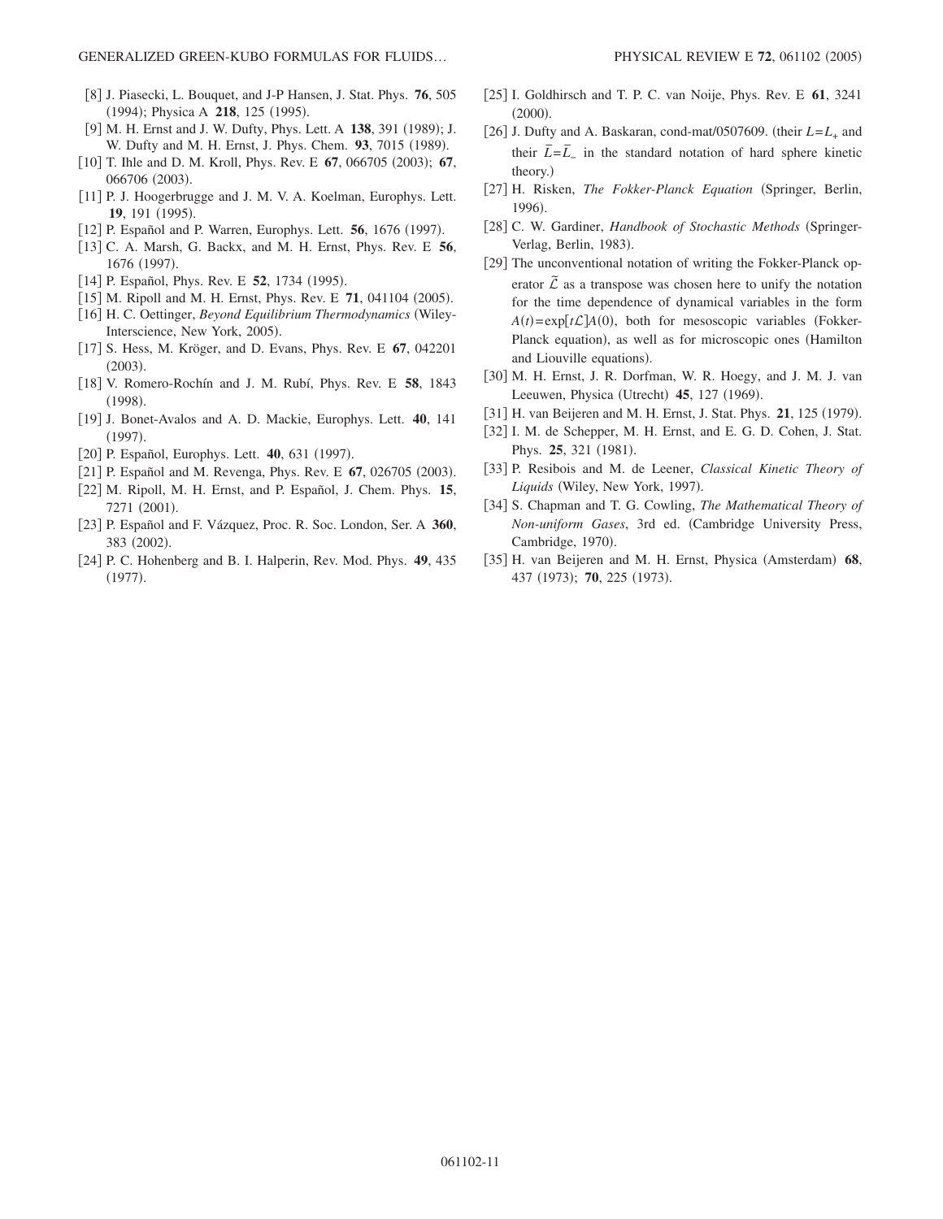[8] J. Piasecki, L. Bouquet, and J-P Hansen, J. Stat. Phys. **76**, 505 (1994); Physica A **218**, 125 (1995).

[9] M. H. Ernst and J. W. Dufty, Phys. Lett. A **138**, 391 (1989); J. W. Dufty and M. H. Ernst, J. Phys. Chem. **93**, 7015 (1989).

[10] T. Ihle and D. M. Kroll, Phys. Rev. E **67**, 066705 (2003); **67**, 066706 (2003).

[11] P. J. Hoogerbrugge and J. M. V. A. Koelman, Europhys. Lett. **19**, 191 (1995).

[12] P. Español and P. Warren, Europhys. Lett. **56**, 1676 (1997).

[13] C. A. Marsh, G. Backx, and M. H. Ernst, Phys. Rev. E **56**, 1676 (1997).

[14] P. Español, Phys. Rev. E **52**, 1734 (1995).

[15] M. Ripoll and M. H. Ernst, Phys. Rev. E **71**, 041104 (2005).

[16] H. C. Oettinger, *Beyond Equilibrium Thermodynamics* (Wiley-Interscience, New York, 2005).

[17] S. Hess, M. Kröger, and D. Evans, Phys. Rev. E **67**, 042201 (2003).

[18] V. Romero-Rochín and J. M. Rubí, Phys. Rev. E **58**, 1843 (1998).

[19] J. Bonet-Avalos and A. D. Mackie, Europhys. Lett. **40**, 141 (1997).

[20] P. Español, Europhys. Lett. **40**, 631 (1997).

[21] P. Español and M. Revenga, Phys. Rev. E **67**, 026705 (2003).

[22] M. Ripoll, M. H. Ernst, and P. Español, J. Chem. Phys. **15**, 7271 (2001).

[23] P. Español and F. Vázquez, Proc. R. Soc. London, Ser. A **360**, 383 (2002).

[24] P. C. Hohenberg and B. I. Halperin, Rev. Mod. Phys. **49**, 435 (1977).

[25] I. Goldhirsch and T. P. C. van Noije, Phys. Rev. E **61**, 3241 (2000).

[26] J. Dufty and A. Baskaran, cond-mat/0507609. (their $L=L_+$ and their $\bar{L}=\bar{L}_-$ in the standard notation of hard sphere kinetic theory.)

[27] H. Risken, *The Fokker-Planck Equation* (Springer, Berlin, 1996).

[28] C. W. Gardiner, *Handbook of Stochastic Methods* (Springer-Verlag, Berlin, 1983).

[29] The unconventional notation of writing the Fokker-Planck operator $\tilde{\mathcal{L}}$ as a transpose was chosen here to unify the notation for the time dependence of dynamical variables in the form $A(t)=\exp[t\mathcal{L}]A(0)$, both for mesoscopic variables (Fokker-Planck equation), as well as for microscopic ones (Hamilton and Liouville equations).

[30] M. H. Ernst, J. R. Dorfman, W. R. Hoegy, and J. M. J. van Leeuwen, Physica (Utrecht) **45**, 127 (1969).

[31] H. van Beijeren and M. H. Ernst, J. Stat. Phys. **21**, 125 (1979).

[32] I. M. de Schepper, M. H. Ernst, and E. G. D. Cohen, J. Stat. Phys. **25**, 321 (1981).

[33] P. Resibois and M. de Leener, *Classical Kinetic Theory of Liquids* (Wiley, New York, 1997).

[34] S. Chapman and T. G. Cowling, *The Mathematical Theory of Non-uniform Gases*, 3rd ed. (Cambridge University Press, Cambridge, 1970).

[35] H. van Beijeren and M. H. Ernst, Physica (Amsterdam) **68**, 437 (1973); **70**, 225 (1973).